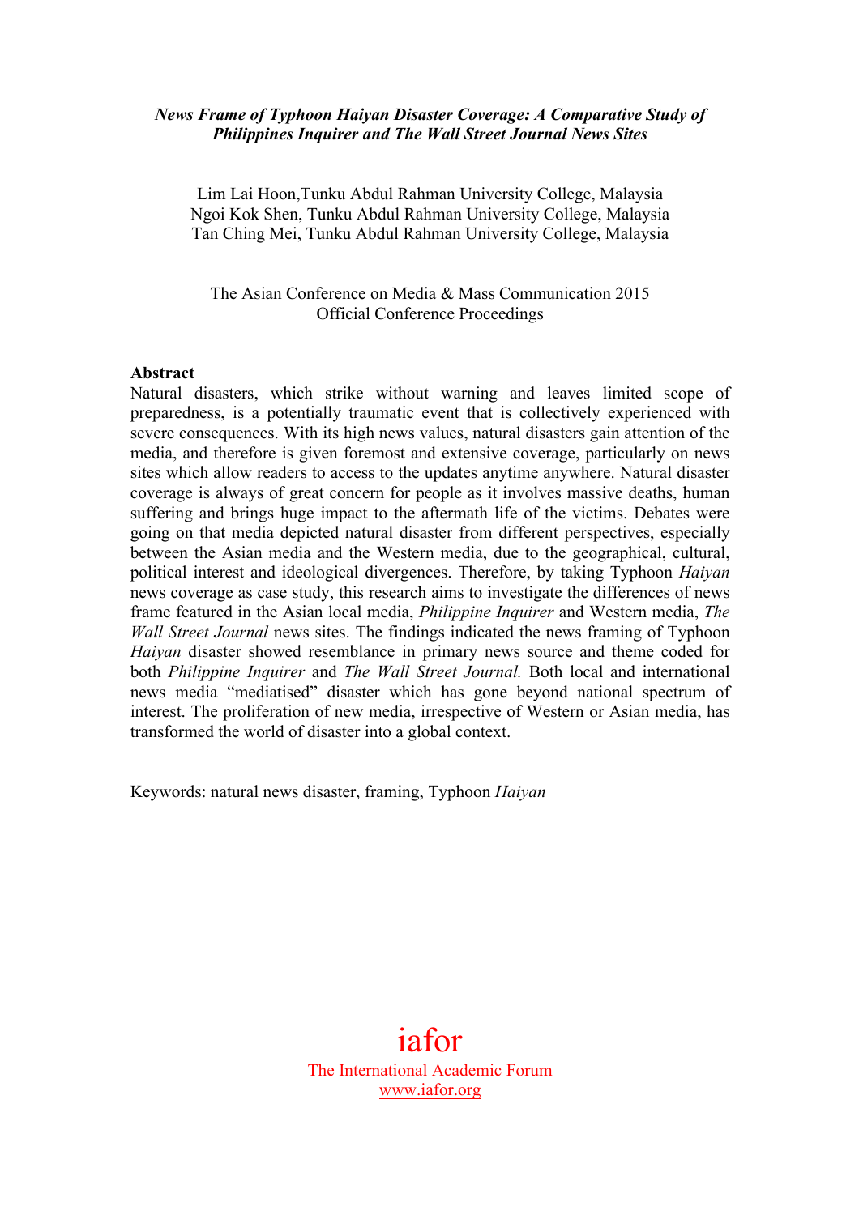***News Frame of Typhoon Haiyan Disaster Coverage: A Comparative Study of Philippines Inquirer and The Wall Street Journal News Sites***

Lim Lai Hoon,Tunku Abdul Rahman University College, Malaysia
Ngoi Kok Shen, Tunku Abdul Rahman University College, Malaysia
Tan Ching Mei, Tunku Abdul Rahman University College, Malaysia

The Asian Conference on Media & Mass Communication 2015
Official Conference Proceedings

**Abstract**

Natural disasters, which strike without warning and leaves limited scope of preparedness, is a potentially traumatic event that is collectively experienced with severe consequences. With its high news values, natural disasters gain attention of the media, and therefore is given foremost and extensive coverage, particularly on news sites which allow readers to access to the updates anytime anywhere. Natural disaster coverage is always of great concern for people as it involves massive deaths, human suffering and brings huge impact to the aftermath life of the victims. Debates were going on that media depicted natural disaster from different perspectives, especially between the Asian media and the Western media, due to the geographical, cultural, political interest and ideological divergences. Therefore, by taking Typhoon *Haiyan* news coverage as case study, this research aims to investigate the differences of news frame featured in the Asian local media, *Philippine Inquirer* and Western media, *The Wall Street Journal* news sites. The findings indicated the news framing of Typhoon *Haiyan* disaster showed resemblance in primary news source and theme coded for both *Philippine Inquirer* and *The Wall Street Journal.* Both local and international news media "mediatised" disaster which has gone beyond national spectrum of interest. The proliferation of new media, irrespective of Western or Asian media, has transformed the world of disaster into a global context.

Keywords: natural news disaster, framing, Typhoon *Haiyan*

iafor
The International Academic Forum
www.iafor.org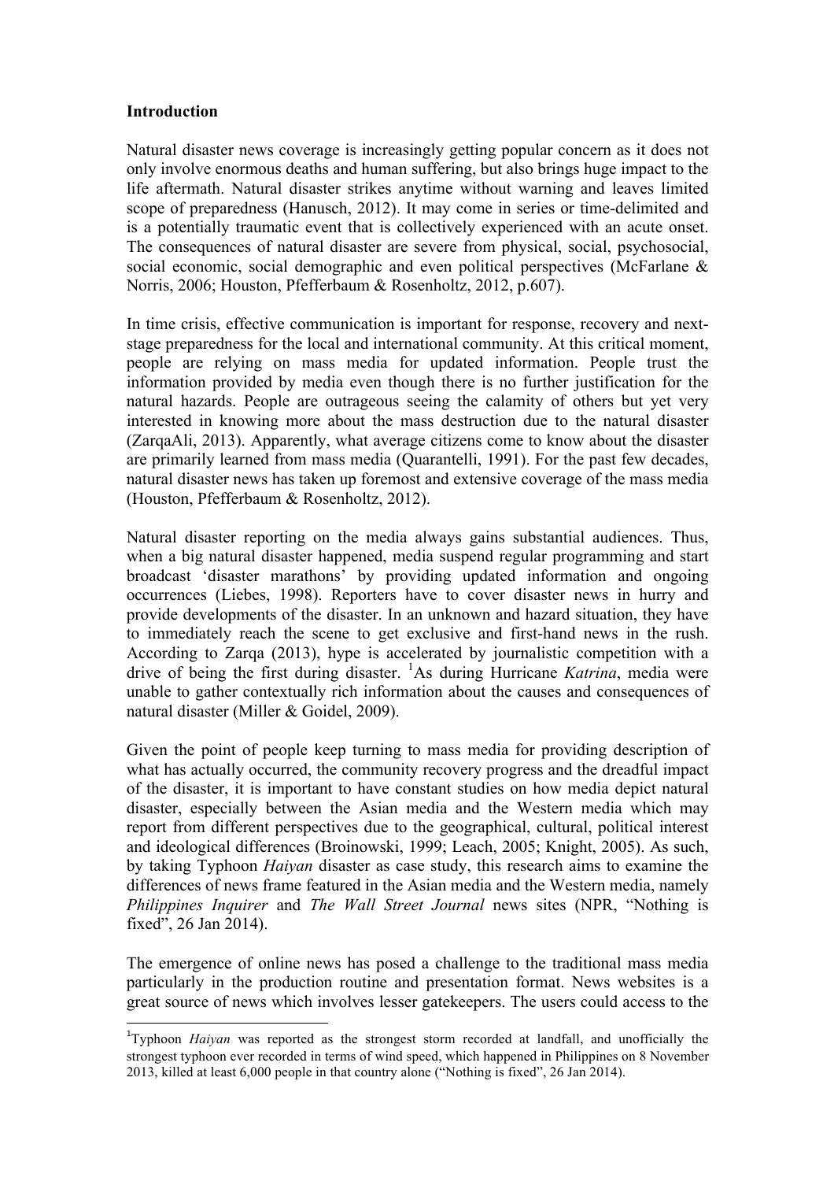**Introduction**

Natural disaster news coverage is increasingly getting popular concern as it does not only involve enormous deaths and human suffering, but also brings huge impact to the life aftermath. Natural disaster strikes anytime without warning and leaves limited scope of preparedness (Hanusch, 2012). It may come in series or time-delimited and is a potentially traumatic event that is collectively experienced with an acute onset. The consequences of natural disaster are severe from physical, social, psychosocial, social economic, social demographic and even political perspectives (McFarlane & Norris, 2006; Houston, Pfefferbaum & Rosenholtz, 2012, p.607).

In time crisis, effective communication is important for response, recovery and next-stage preparedness for the local and international community. At this critical moment, people are relying on mass media for updated information. People trust the information provided by media even though there is no further justification for the natural hazards. People are outrageous seeing the calamity of others but yet very interested in knowing more about the mass destruction due to the natural disaster (ZarqaAli, 2013). Apparently, what average citizens come to know about the disaster are primarily learned from mass media (Quarantelli, 1991). For the past few decades, natural disaster news has taken up foremost and extensive coverage of the mass media (Houston, Pfefferbaum & Rosenholtz, 2012).

Natural disaster reporting on the media always gains substantial audiences. Thus, when a big natural disaster happened, media suspend regular programming and start broadcast 'disaster marathons' by providing updated information and ongoing occurrences (Liebes, 1998). Reporters have to cover disaster news in hurry and provide developments of the disaster. In an unknown and hazard situation, they have to immediately reach the scene to get exclusive and first-hand news in the rush. According to Zarqa (2013), hype is accelerated by journalistic competition with a drive of being the first during disaster. [1]As during Hurricane *Katrina*, media were unable to gather contextually rich information about the causes and consequences of natural disaster (Miller & Goidel, 2009).

Given the point of people keep turning to mass media for providing description of what has actually occurred, the community recovery progress and the dreadful impact of the disaster, it is important to have constant studies on how media depict natural disaster, especially between the Asian media and the Western media which may report from different perspectives due to the geographical, cultural, political interest and ideological differences (Broinowski, 1999; Leach, 2005; Knight, 2005). As such, by taking Typhoon *Haiyan* disaster as case study, this research aims to examine the differences of news frame featured in the Asian media and the Western media, namely *Philippines Inquirer* and *The Wall Street Journal* news sites (NPR, "Nothing is fixed", 26 Jan 2014).

The emergence of online news has posed a challenge to the traditional mass media particularly in the production routine and presentation format. News websites is a great source of news which involves lesser gatekeepers. The users could access to the

---

[1]Typhoon *Haiyan* was reported as the strongest storm recorded at landfall, and unofficially the strongest typhoon ever recorded in terms of wind speed, which happened in Philippines on 8 November 2013, killed at least 6,000 people in that country alone ("Nothing is fixed", 26 Jan 2014).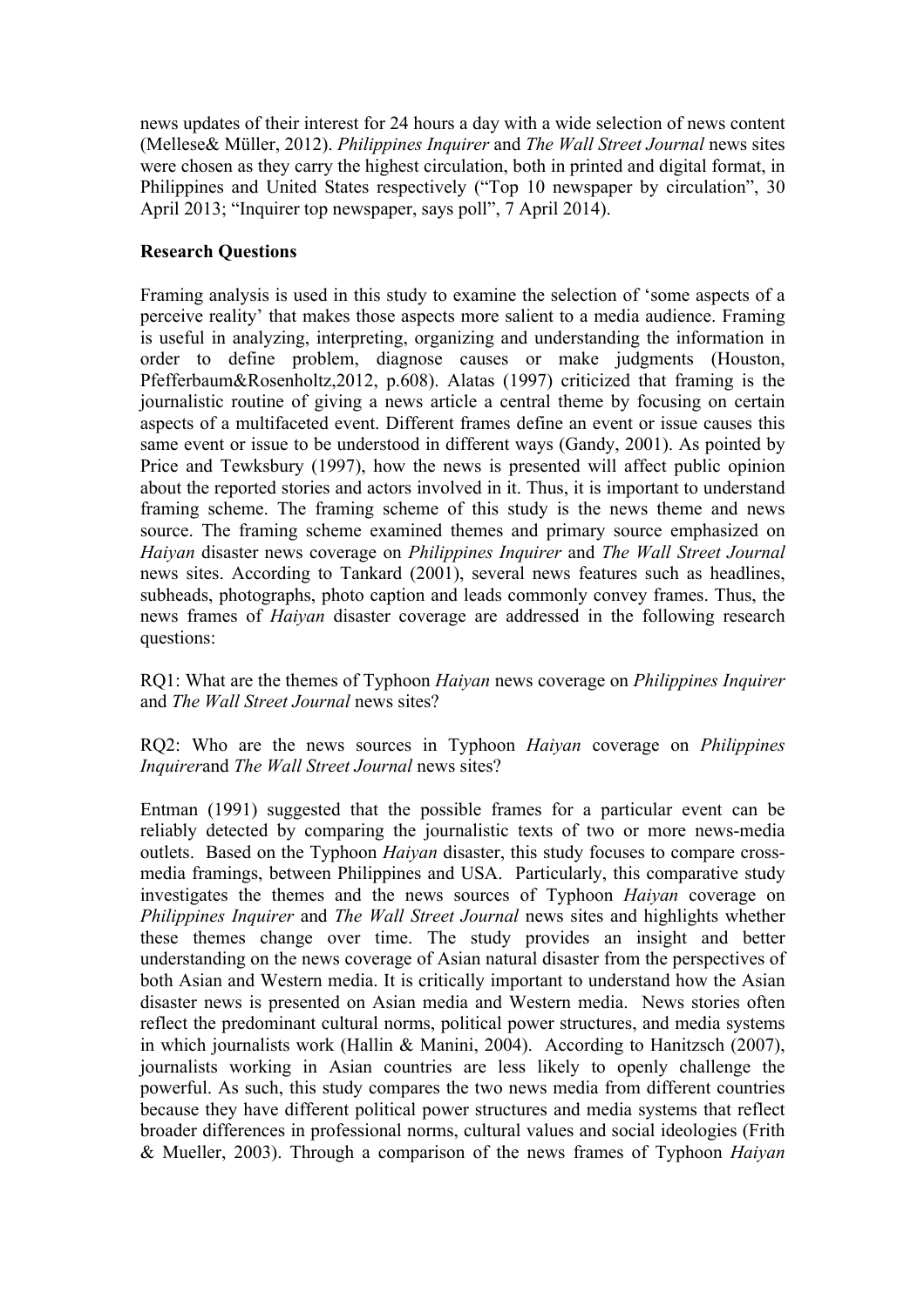news updates of their interest for 24 hours a day with a wide selection of news content (Mellese& Müller, 2012). *Philippines Inquirer* and *The Wall Street Journal* news sites were chosen as they carry the highest circulation, both in printed and digital format, in Philippines and United States respectively ("Top 10 newspaper by circulation", 30 April 2013; "Inquirer top newspaper, says poll", 7 April 2014).

**Research Questions**

Framing analysis is used in this study to examine the selection of 'some aspects of a perceive reality' that makes those aspects more salient to a media audience. Framing is useful in analyzing, interpreting, organizing and understanding the information in order to define problem, diagnose causes or make judgments (Houston, Pfefferbaum&Rosenholtz,2012, p.608). Alatas (1997) criticized that framing is the journalistic routine of giving a news article a central theme by focusing on certain aspects of a multifaceted event. Different frames define an event or issue causes this same event or issue to be understood in different ways (Gandy, 2001). As pointed by Price and Tewksbury (1997), how the news is presented will affect public opinion about the reported stories and actors involved in it. Thus, it is important to understand framing scheme. The framing scheme of this study is the news theme and news source. The framing scheme examined themes and primary source emphasized on *Haiyan* disaster news coverage on *Philippines Inquirer* and *The Wall Street Journal* news sites. According to Tankard (2001), several news features such as headlines, subheads, photographs, photo caption and leads commonly convey frames. Thus, the news frames of *Haiyan* disaster coverage are addressed in the following research questions:

RQ1: What are the themes of Typhoon *Haiyan* news coverage on *Philippines Inquirer* and *The Wall Street Journal* news sites?

RQ2: Who are the news sources in Typhoon *Haiyan* coverage on *Philippines Inquirer*and *The Wall Street Journal* news sites?

Entman (1991) suggested that the possible frames for a particular event can be reliably detected by comparing the journalistic texts of two or more news-media outlets. Based on the Typhoon *Haiyan* disaster, this study focuses to compare cross-media framings, between Philippines and USA. Particularly, this comparative study investigates the themes and the news sources of Typhoon *Haiyan* coverage on *Philippines Inquirer* and *The Wall Street Journal* news sites and highlights whether these themes change over time. The study provides an insight and better understanding on the news coverage of Asian natural disaster from the perspectives of both Asian and Western media. It is critically important to understand how the Asian disaster news is presented on Asian media and Western media. News stories often reflect the predominant cultural norms, political power structures, and media systems in which journalists work (Hallin & Manini, 2004). According to Hanitzsch (2007), journalists working in Asian countries are less likely to openly challenge the powerful. As such, this study compares the two news media from different countries because they have different political power structures and media systems that reflect broader differences in professional norms, cultural values and social ideologies (Frith & Mueller, 2003). Through a comparison of the news frames of Typhoon *Haiyan*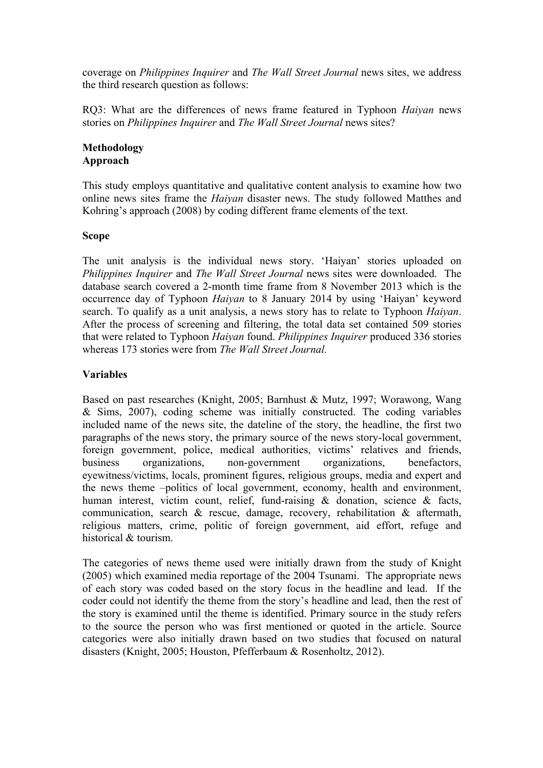coverage on *Philippines Inquirer* and *The Wall Street Journal* news sites, we address the third research question as follows:

RQ3: What are the differences of news frame featured in Typhoon *Haiyan* news stories on *Philippines Inquirer* and *The Wall Street Journal* news sites?

## Methodology

### Approach

This study employs quantitative and qualitative content analysis to examine how two online news sites frame the *Haiyan* disaster news. The study followed Matthes and Kohring's approach (2008) by coding different frame elements of the text.

### Scope

The unit analysis is the individual news story. 'Haiyan' stories uploaded on *Philippines Inquirer* and *The Wall Street Journal* news sites were downloaded. The database search covered a 2-month time frame from 8 November 2013 which is the occurrence day of Typhoon *Haiyan* to 8 January 2014 by using 'Haiyan' keyword search. To qualify as a unit analysis, a news story has to relate to Typhoon *Haiyan*. After the process of screening and filtering, the total data set contained 509 stories that were related to Typhoon *Haiyan* found. *Philippines Inquirer* produced 336 stories whereas 173 stories were from *The Wall Street Journal.*

### Variables

Based on past researches (Knight, 2005; Barnhust & Mutz, 1997; Worawong, Wang & Sims, 2007), coding scheme was initially constructed. The coding variables included name of the news site, the dateline of the story, the headline, the first two paragraphs of the news story, the primary source of the news story-local government, foreign government, police, medical authorities, victims' relatives and friends, business organizations, non-government organizations, benefactors, eyewitness/victims, locals, prominent figures, religious groups, media and expert and the news theme –politics of local government, economy, health and environment, human interest, victim count, relief, fund-raising & donation, science & facts, communication, search & rescue, damage, recovery, rehabilitation & aftermath, religious matters, crime, politic of foreign government, aid effort, refuge and historical & tourism.

The categories of news theme used were initially drawn from the study of Knight (2005) which examined media reportage of the 2004 Tsunami. The appropriate news of each story was coded based on the story focus in the headline and lead. If the coder could not identify the theme from the story's headline and lead, then the rest of the story is examined until the theme is identified. Primary source in the study refers to the source the person who was first mentioned or quoted in the article. Source categories were also initially drawn based on two studies that focused on natural disasters (Knight, 2005; Houston, Pfefferbaum & Rosenholtz, 2012).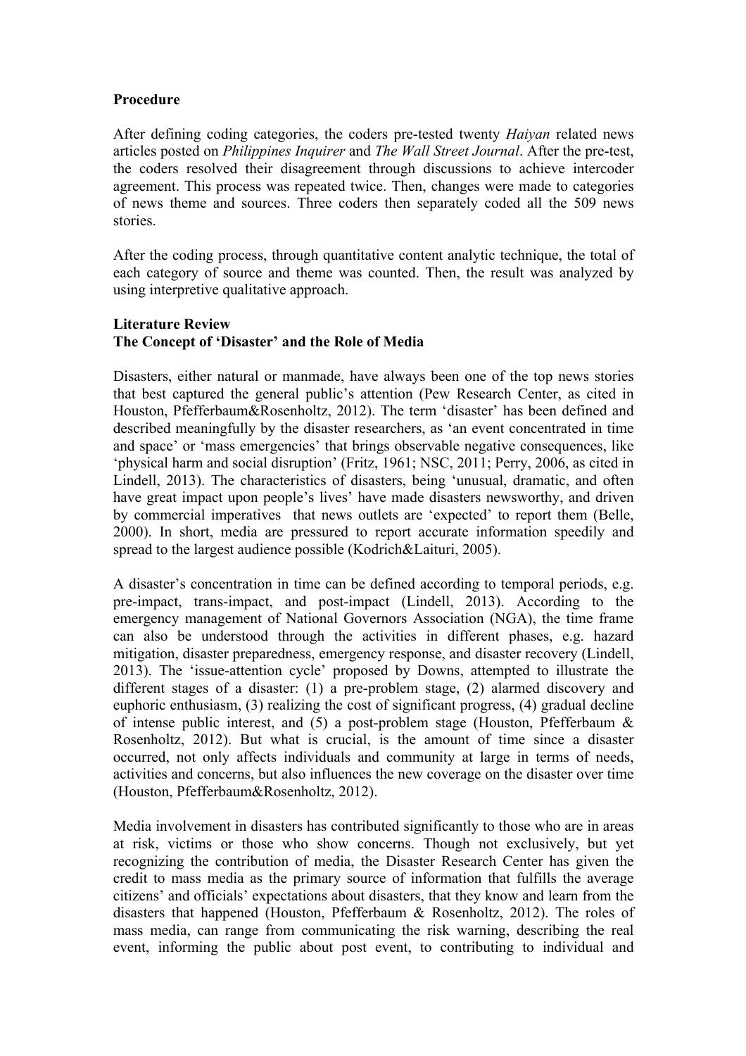**Procedure**

After defining coding categories, the coders pre-tested twenty *Haiyan* related news articles posted on *Philippines Inquirer* and *The Wall Street Journal*. After the pre-test, the coders resolved their disagreement through discussions to achieve intercoder agreement. This process was repeated twice. Then, changes were made to categories of news theme and sources. Three coders then separately coded all the 509 news stories.

After the coding process, through quantitative content analytic technique, the total of each category of source and theme was counted. Then, the result was analyzed by using interpretive qualitative approach.

**Literature Review**
**The Concept of 'Disaster' and the Role of Media**

Disasters, either natural or manmade, have always been one of the top news stories that best captured the general public's attention (Pew Research Center, as cited in Houston, Pfefferbaum&Rosenholtz, 2012). The term 'disaster' has been defined and described meaningfully by the disaster researchers, as 'an event concentrated in time and space' or 'mass emergencies' that brings observable negative consequences, like 'physical harm and social disruption' (Fritz, 1961; NSC, 2011; Perry, 2006, as cited in Lindell, 2013). The characteristics of disasters, being 'unusual, dramatic, and often have great impact upon people's lives' have made disasters newsworthy, and driven by commercial imperatives that news outlets are 'expected' to report them (Belle, 2000). In short, media are pressured to report accurate information speedily and spread to the largest audience possible (Kodrich&Laituri, 2005).

A disaster's concentration in time can be defined according to temporal periods, e.g. pre-impact, trans-impact, and post-impact (Lindell, 2013). According to the emergency management of National Governors Association (NGA), the time frame can also be understood through the activities in different phases, e.g. hazard mitigation, disaster preparedness, emergency response, and disaster recovery (Lindell, 2013). The 'issue-attention cycle' proposed by Downs, attempted to illustrate the different stages of a disaster: (1) a pre-problem stage, (2) alarmed discovery and euphoric enthusiasm, (3) realizing the cost of significant progress, (4) gradual decline of intense public interest, and (5) a post-problem stage (Houston, Pfefferbaum & Rosenholtz, 2012). But what is crucial, is the amount of time since a disaster occurred, not only affects individuals and community at large in terms of needs, activities and concerns, but also influences the new coverage on the disaster over time (Houston, Pfefferbaum&Rosenholtz, 2012).

Media involvement in disasters has contributed significantly to those who are in areas at risk, victims or those who show concerns. Though not exclusively, but yet recognizing the contribution of media, the Disaster Research Center has given the credit to mass media as the primary source of information that fulfills the average citizens' and officials' expectations about disasters, that they know and learn from the disasters that happened (Houston, Pfefferbaum & Rosenholtz, 2012). The roles of mass media, can range from communicating the risk warning, describing the real event, informing the public about post event, to contributing to individual and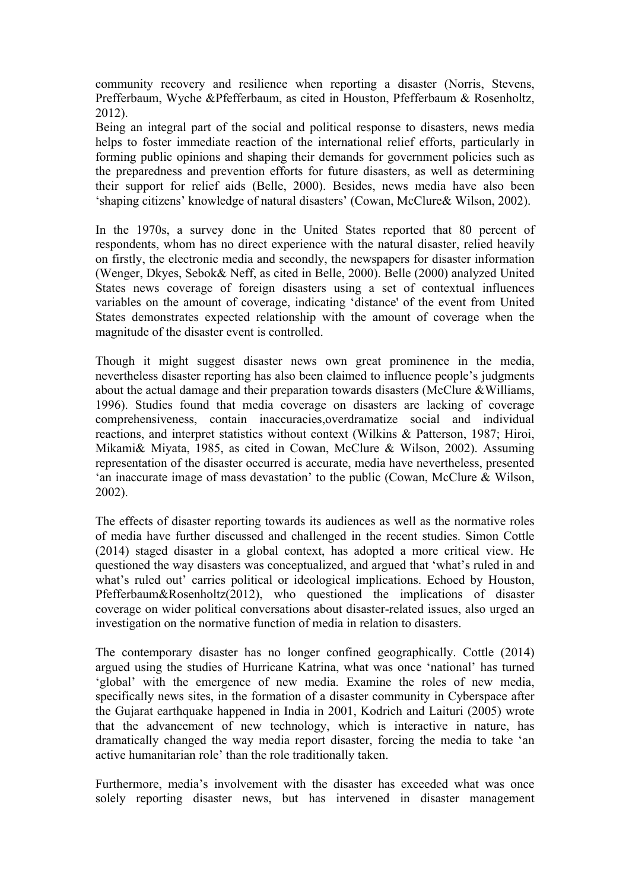community recovery and resilience when reporting a disaster (Norris, Stevens, Prefferbaum, Wyche &Pfefferbaum, as cited in Houston, Pfefferbaum & Rosenholtz, 2012).

Being an integral part of the social and political response to disasters, news media helps to foster immediate reaction of the international relief efforts, particularly in forming public opinions and shaping their demands for government policies such as the preparedness and prevention efforts for future disasters, as well as determining their support for relief aids (Belle, 2000). Besides, news media have also been 'shaping citizens' knowledge of natural disasters' (Cowan, McClure& Wilson, 2002).

In the 1970s, a survey done in the United States reported that 80 percent of respondents, whom has no direct experience with the natural disaster, relied heavily on firstly, the electronic media and secondly, the newspapers for disaster information (Wenger, Dkyes, Sebok& Neff, as cited in Belle, 2000). Belle (2000) analyzed United States news coverage of foreign disasters using a set of contextual influences variables on the amount of coverage, indicating 'distance' of the event from United States demonstrates expected relationship with the amount of coverage when the magnitude of the disaster event is controlled.

Though it might suggest disaster news own great prominence in the media, nevertheless disaster reporting has also been claimed to influence people's judgments about the actual damage and their preparation towards disasters (McClure &Williams, 1996). Studies found that media coverage on disasters are lacking of coverage comprehensiveness, contain inaccuracies,overdramatize social and individual reactions, and interpret statistics without context (Wilkins & Patterson, 1987; Hiroi, Mikami& Miyata, 1985, as cited in Cowan, McClure & Wilson, 2002). Assuming representation of the disaster occurred is accurate, media have nevertheless, presented 'an inaccurate image of mass devastation' to the public (Cowan, McClure & Wilson, 2002).

The effects of disaster reporting towards its audiences as well as the normative roles of media have further discussed and challenged in the recent studies. Simon Cottle (2014) staged disaster in a global context, has adopted a more critical view. He questioned the way disasters was conceptualized, and argued that 'what's ruled in and what's ruled out' carries political or ideological implications. Echoed by Houston, Pfefferbaum&Rosenholtz(2012), who questioned the implications of disaster coverage on wider political conversations about disaster-related issues, also urged an investigation on the normative function of media in relation to disasters.

The contemporary disaster has no longer confined geographically. Cottle (2014) argued using the studies of Hurricane Katrina, what was once 'national' has turned 'global' with the emergence of new media. Examine the roles of new media, specifically news sites, in the formation of a disaster community in Cyberspace after the Gujarat earthquake happened in India in 2001, Kodrich and Laituri (2005) wrote that the advancement of new technology, which is interactive in nature, has dramatically changed the way media report disaster, forcing the media to take 'an active humanitarian role' than the role traditionally taken.

Furthermore, media's involvement with the disaster has exceeded what was once solely reporting disaster news, but has intervened in disaster management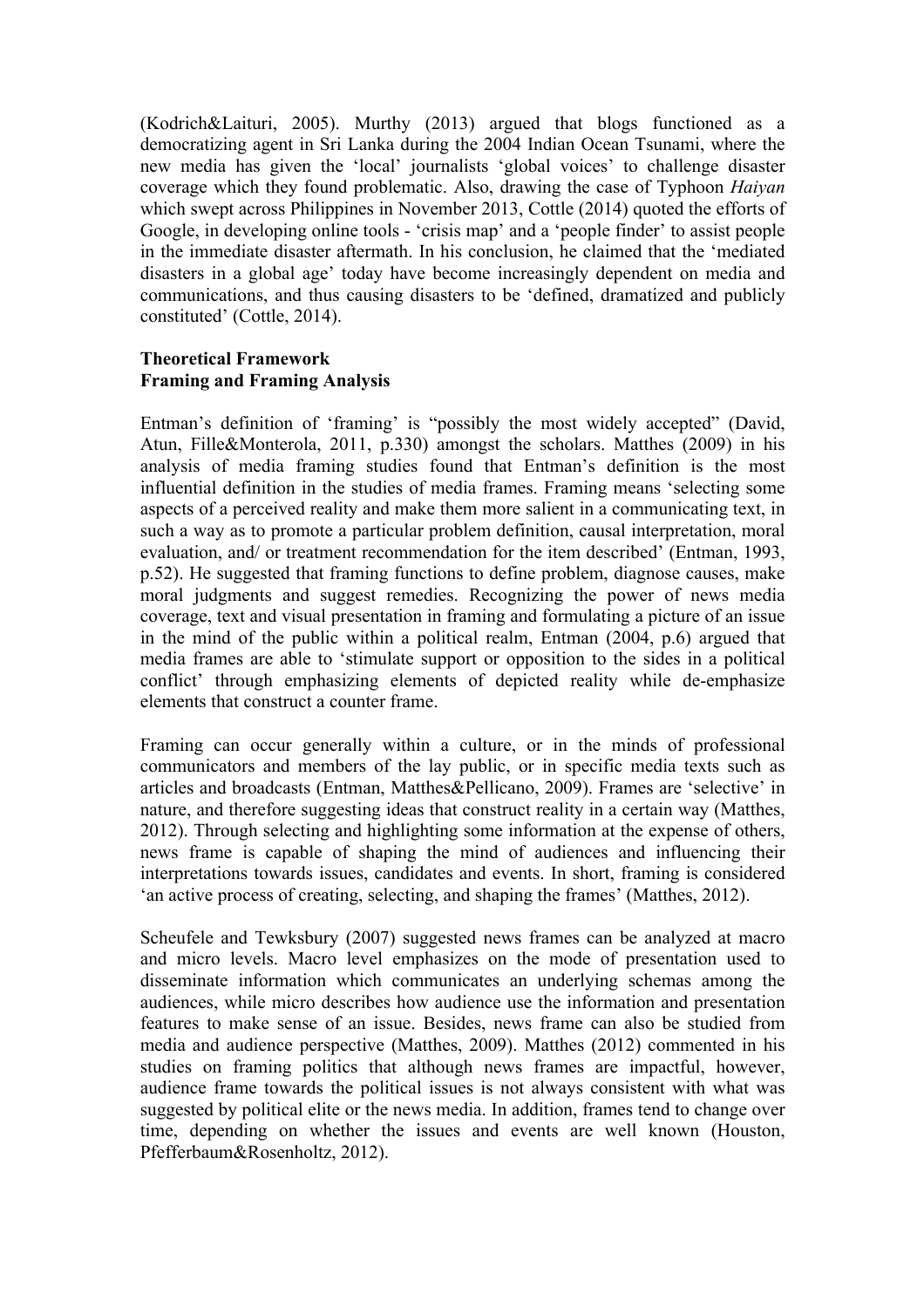(Kodrich&Laituri, 2005). Murthy (2013) argued that blogs functioned as a democratizing agent in Sri Lanka during the 2004 Indian Ocean Tsunami, where the new media has given the 'local' journalists 'global voices' to challenge disaster coverage which they found problematic. Also, drawing the case of Typhoon *Haiyan* which swept across Philippines in November 2013, Cottle (2014) quoted the efforts of Google, in developing online tools - 'crisis map' and a 'people finder' to assist people in the immediate disaster aftermath. In his conclusion, he claimed that the 'mediated disasters in a global age' today have become increasingly dependent on media and communications, and thus causing disasters to be 'defined, dramatized and publicly constituted' (Cottle, 2014).

## Theoretical Framework

### Framing and Framing Analysis

Entman's definition of 'framing' is "possibly the most widely accepted" (David, Atun, Fille&Monterola, 2011, p.330) amongst the scholars. Matthes (2009) in his analysis of media framing studies found that Entman's definition is the most influential definition in the studies of media frames. Framing means 'selecting some aspects of a perceived reality and make them more salient in a communicating text, in such a way as to promote a particular problem definition, causal interpretation, moral evaluation, and/ or treatment recommendation for the item described' (Entman, 1993, p.52). He suggested that framing functions to define problem, diagnose causes, make moral judgments and suggest remedies. Recognizing the power of news media coverage, text and visual presentation in framing and formulating a picture of an issue in the mind of the public within a political realm, Entman (2004, p.6) argued that media frames are able to 'stimulate support or opposition to the sides in a political conflict' through emphasizing elements of depicted reality while de-emphasize elements that construct a counter frame.

Framing can occur generally within a culture, or in the minds of professional communicators and members of the lay public, or in specific media texts such as articles and broadcasts (Entman, Matthes&Pellicano, 2009). Frames are 'selective' in nature, and therefore suggesting ideas that construct reality in a certain way (Matthes, 2012). Through selecting and highlighting some information at the expense of others, news frame is capable of shaping the mind of audiences and influencing their interpretations towards issues, candidates and events. In short, framing is considered 'an active process of creating, selecting, and shaping the frames' (Matthes, 2012).

Scheufele and Tewksbury (2007) suggested news frames can be analyzed at macro and micro levels. Macro level emphasizes on the mode of presentation used to disseminate information which communicates an underlying schemas among the audiences, while micro describes how audience use the information and presentation features to make sense of an issue. Besides, news frame can also be studied from media and audience perspective (Matthes, 2009). Matthes (2012) commented in his studies on framing politics that although news frames are impactful, however, audience frame towards the political issues is not always consistent with what was suggested by political elite or the news media. In addition, frames tend to change over time, depending on whether the issues and events are well known (Houston, Pfefferbaum&Rosenholtz, 2012).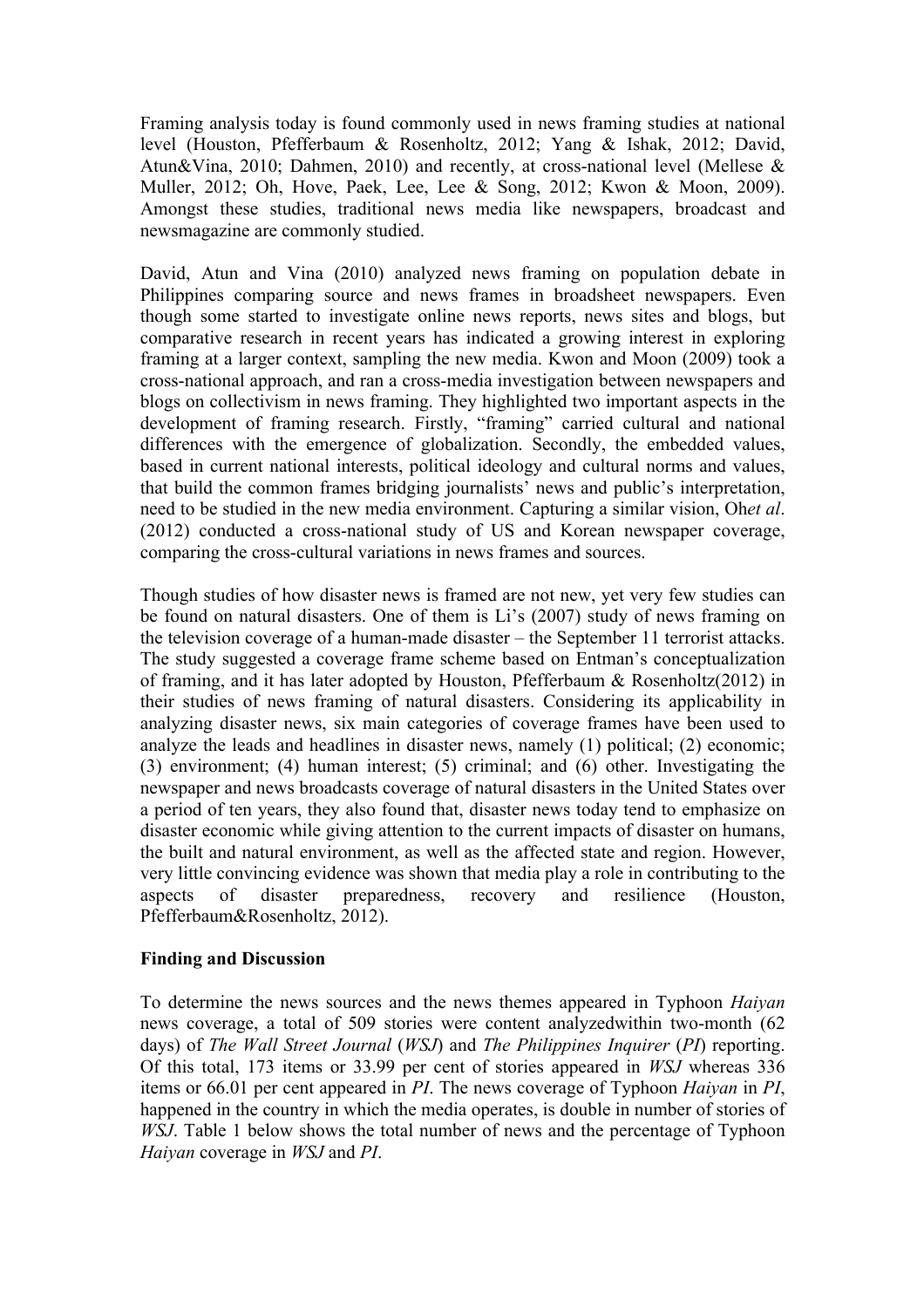Framing analysis today is found commonly used in news framing studies at national level (Houston, Pfefferbaum & Rosenholtz, 2012; Yang & Ishak, 2012; David, Atun&Vina, 2010; Dahmen, 2010) and recently, at cross-national level (Mellese & Muller, 2012; Oh, Hove, Paek, Lee, Lee & Song, 2012; Kwon & Moon, 2009). Amongst these studies, traditional news media like newspapers, broadcast and newsmagazine are commonly studied.

David, Atun and Vina (2010) analyzed news framing on population debate in Philippines comparing source and news frames in broadsheet newspapers. Even though some started to investigate online news reports, news sites and blogs, but comparative research in recent years has indicated a growing interest in exploring framing at a larger context, sampling the new media. Kwon and Moon (2009) took a cross-national approach, and ran a cross-media investigation between newspapers and blogs on collectivism in news framing. They highlighted two important aspects in the development of framing research. Firstly, "framing" carried cultural and national differences with the emergence of globalization. Secondly, the embedded values, based in current national interests, political ideology and cultural norms and values, that build the common frames bridging journalists' news and public's interpretation, need to be studied in the new media environment. Capturing a similar vision, Oh*et al*. (2012) conducted a cross-national study of US and Korean newspaper coverage, comparing the cross-cultural variations in news frames and sources.

Though studies of how disaster news is framed are not new, yet very few studies can be found on natural disasters. One of them is Li's (2007) study of news framing on the television coverage of a human-made disaster – the September 11 terrorist attacks. The study suggested a coverage frame scheme based on Entman's conceptualization of framing, and it has later adopted by Houston, Pfefferbaum & Rosenholtz(2012) in their studies of news framing of natural disasters. Considering its applicability in analyzing disaster news, six main categories of coverage frames have been used to analyze the leads and headlines in disaster news, namely (1) political; (2) economic; (3) environment; (4) human interest; (5) criminal; and (6) other. Investigating the newspaper and news broadcasts coverage of natural disasters in the United States over a period of ten years, they also found that, disaster news today tend to emphasize on disaster economic while giving attention to the current impacts of disaster on humans, the built and natural environment, as well as the affected state and region. However, very little convincing evidence was shown that media play a role in contributing to the aspects of disaster preparedness, recovery and resilience (Houston, Pfefferbaum&Rosenholtz, 2012).

**Finding and Discussion**

To determine the news sources and the news themes appeared in Typhoon *Haiyan* news coverage, a total of 509 stories were content analyzedwithin two-month (62 days) of *The Wall Street Journal* (*WSJ*) and *The Philippines Inquirer* (*PI*) reporting. Of this total, 173 items or 33.99 per cent of stories appeared in *WSJ* whereas 336 items or 66.01 per cent appeared in *PI*. The news coverage of Typhoon *Haiyan* in *PI*, happened in the country in which the media operates, is double in number of stories of *WSJ*. Table 1 below shows the total number of news and the percentage of Typhoon *Haiyan* coverage in *WSJ* and *PI*.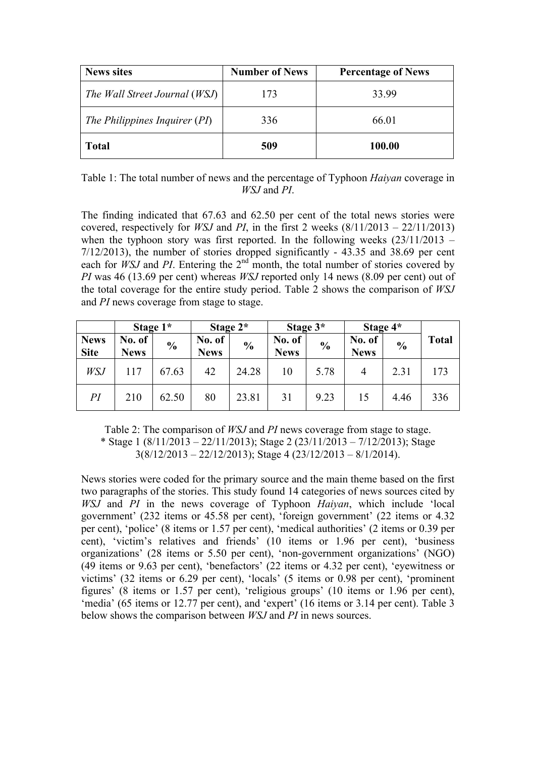| News sites | Number of News | Percentage of News |
| --- | --- | --- |
| *The Wall Street Journal* (*WSJ*) | 173 | 33.99 |
| *The Philippines Inquirer* (*PI*) | 336 | 66.01 |
| **Total** | **509** | **100.00** |

Table 1: The total number of news and the percentage of Typhoon *Haiyan* coverage in *WSJ* and *PI*.

The finding indicated that 67.63 and 62.50 per cent of the total news stories were covered, respectively for *WSJ* and *PI*, in the first 2 weeks (8/11/2013 – 22/11/2013) when the typhoon story was first reported. In the following weeks (23/11/2013 – 7/12/2013), the number of stories dropped significantly - 43.35 and 38.69 per cent each for *WSJ* and *PI*. Entering the 2nd month, the total number of stories covered by *PI* was 46 (13.69 per cent) whereas *WSJ* reported only 14 news (8.09 per cent) out of the total coverage for the entire study period. Table 2 shows the comparison of *WSJ* and *PI* news coverage from stage to stage.

| | Stage 1* | | Stage 2* | | Stage 3* | | Stage 4* | | |
| --- | --- | --- | --- | --- | --- | --- | --- | --- | --- |
| **News Site** | **No. of News** | **%** | **No. of News** | **%** | **No. of News** | **%** | **No. of News** | **%** | **Total** |
| *WSJ* | 117 | 67.63 | 42 | 24.28 | 10 | 5.78 | 4 | 2.31 | 173 |
| *PI* | 210 | 62.50 | 80 | 23.81 | 31 | 9.23 | 15 | 4.46 | 336 |

Table 2: The comparison of *WSJ* and *PI* news coverage from stage to stage.
* Stage 1 (8/11/2013 – 22/11/2013); Stage 2 (23/11/2013 – 7/12/2013); Stage 3(8/12/2013 – 22/12/2013); Stage 4 (23/12/2013 – 8/1/2014).

News stories were coded for the primary source and the main theme based on the first two paragraphs of the stories. This study found 14 categories of news sources cited by *WSJ* and *PI* in the news coverage of Typhoon *Haiyan*, which include 'local government' (232 items or 45.58 per cent), 'foreign government' (22 items or 4.32 per cent), 'police' (8 items or 1.57 per cent), 'medical authorities' (2 items or 0.39 per cent), 'victim's relatives and friends' (10 items or 1.96 per cent), 'business organizations' (28 items or 5.50 per cent), 'non-government organizations' (NGO) (49 items or 9.63 per cent), 'benefactors' (22 items or 4.32 per cent), 'eyewitness or victims' (32 items or 6.29 per cent), 'locals' (5 items or 0.98 per cent), 'prominent figures' (8 items or 1.57 per cent), 'religious groups' (10 items or 1.96 per cent), 'media' (65 items or 12.77 per cent), and 'expert' (16 items or 3.14 per cent). Table 3 below shows the comparison between *WSJ* and *PI* in news sources.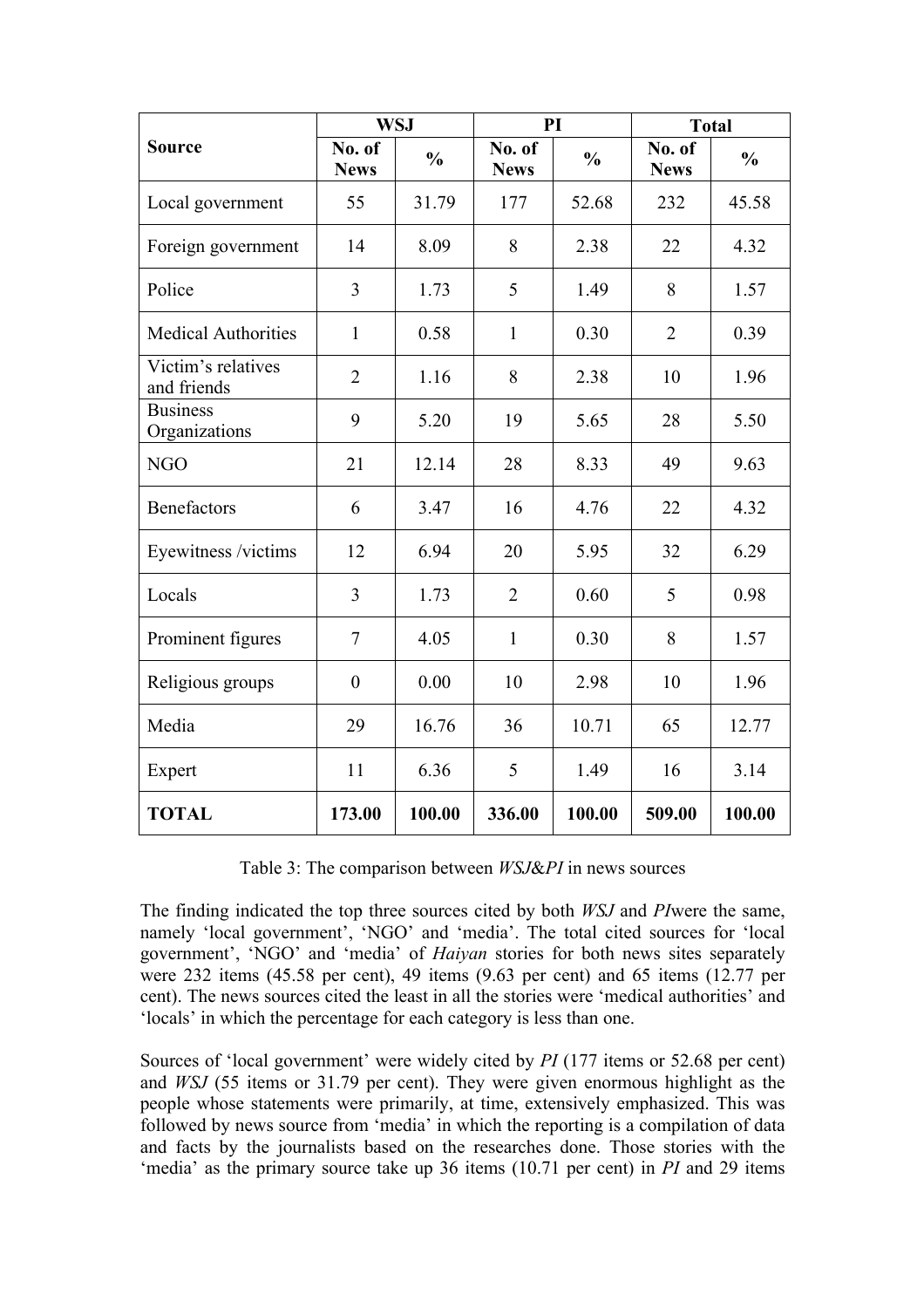| Source | WSJ | | PI | | Total | |
|---|---|---|---|---|---|---|
| | No. of News | % | No. of News | % | No. of News | % |
| Local government | 55 | 31.79 | 177 | 52.68 | 232 | 45.58 |
| Foreign government | 14 | 8.09 | 8 | 2.38 | 22 | 4.32 |
| Police | 3 | 1.73 | 5 | 1.49 | 8 | 1.57 |
| Medical Authorities | 1 | 0.58 | 1 | 0.30 | 2 | 0.39 |
| Victim's relatives and friends | 2 | 1.16 | 8 | 2.38 | 10 | 1.96 |
| Business Organizations | 9 | 5.20 | 19 | 5.65 | 28 | 5.50 |
| NGO | 21 | 12.14 | 28 | 8.33 | 49 | 9.63 |
| Benefactors | 6 | 3.47 | 16 | 4.76 | 22 | 4.32 |
| Eyewitness /victims | 12 | 6.94 | 20 | 5.95 | 32 | 6.29 |
| Locals | 3 | 1.73 | 2 | 0.60 | 5 | 0.98 |
| Prominent figures | 7 | 4.05 | 1 | 0.30 | 8 | 1.57 |
| Religious groups | 0 | 0.00 | 10 | 2.98 | 10 | 1.96 |
| Media | 29 | 16.76 | 36 | 10.71 | 65 | 12.77 |
| Expert | 11 | 6.36 | 5 | 1.49 | 16 | 3.14 |
| **TOTAL** | **173.00** | **100.00** | **336.00** | **100.00** | **509.00** | **100.00** |

Table 3: The comparison between *WSJ*&*PI* in news sources

The finding indicated the top three sources cited by both *WSJ* and *PI*were the same, namely 'local government', 'NGO' and 'media'. The total cited sources for 'local government', 'NGO' and 'media' of *Haiyan* stories for both news sites separately were 232 items (45.58 per cent), 49 items (9.63 per cent) and 65 items (12.77 per cent). The news sources cited the least in all the stories were 'medical authorities' and 'locals' in which the percentage for each category is less than one.

Sources of 'local government' were widely cited by *PI* (177 items or 52.68 per cent) and *WSJ* (55 items or 31.79 per cent). They were given enormous highlight as the people whose statements were primarily, at time, extensively emphasized. This was followed by news source from 'media' in which the reporting is a compilation of data and facts by the journalists based on the researches done. Those stories with the 'media' as the primary source take up 36 items (10.71 per cent) in *PI* and 29 items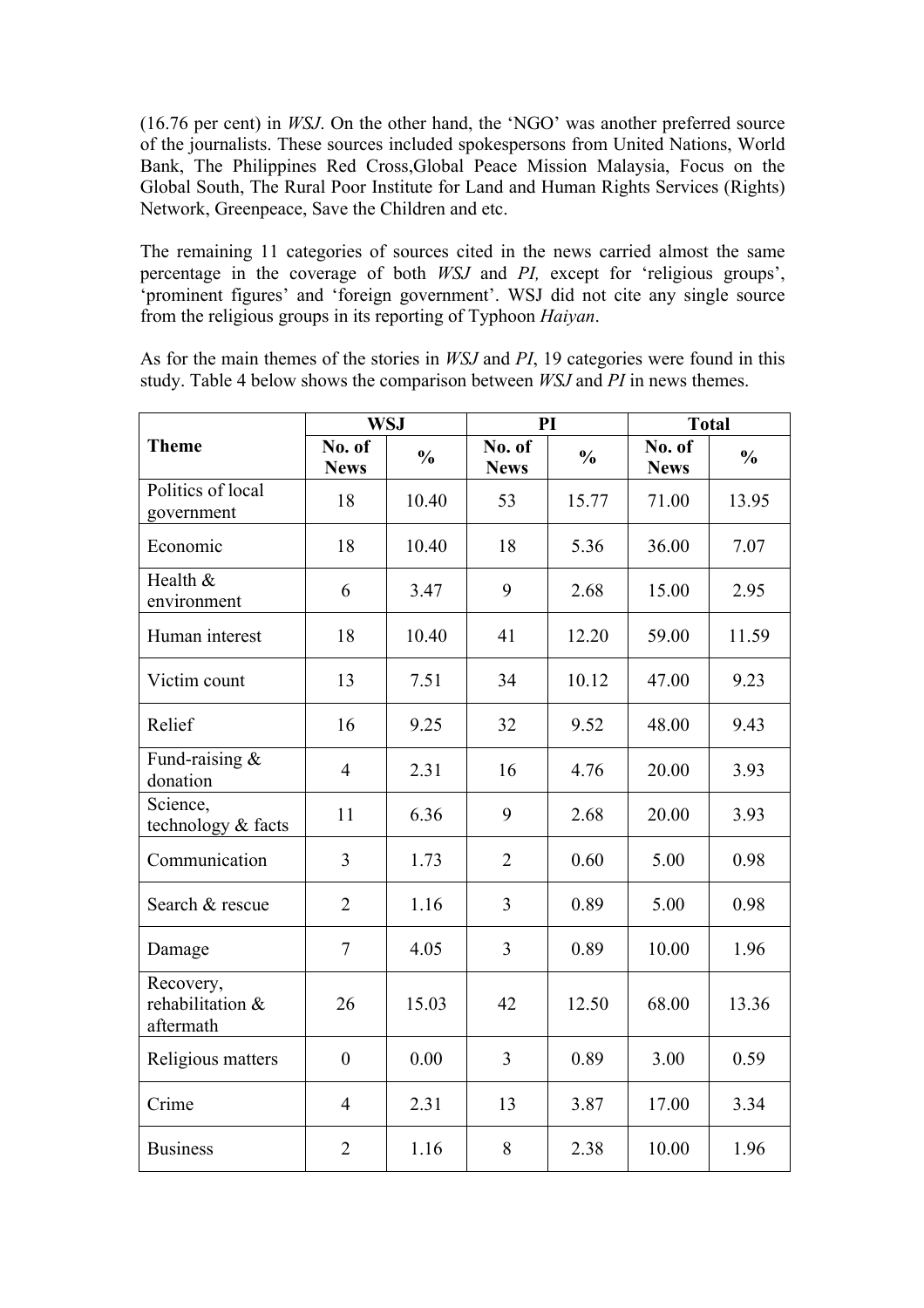(16.76 per cent) in *WSJ*. On the other hand, the 'NGO' was another preferred source of the journalists. These sources included spokespersons from United Nations, World Bank, The Philippines Red Cross,Global Peace Mission Malaysia, Focus on the Global South, The Rural Poor Institute for Land and Human Rights Services (Rights) Network, Greenpeace, Save the Children and etc.

The remaining 11 categories of sources cited in the news carried almost the same percentage in the coverage of both *WSJ* and *PI,* except for 'religious groups', 'prominent figures' and 'foreign government'. WSJ did not cite any single source from the religious groups in its reporting of Typhoon *Haiyan*.

As for the main themes of the stories in *WSJ* and *PI*, 19 categories were found in this study. Table 4 below shows the comparison between *WSJ* and *PI* in news themes.

| Theme | WSJ | | PI | | Total | |
|---|---|---|---|---|---|---|
| | **No. of News** | **%** | **No. of News** | **%** | **No. of News** | **%** |
| Politics of local government | 18 | 10.40 | 53 | 15.77 | 71.00 | 13.95 |
| Economic | 18 | 10.40 | 18 | 5.36 | 36.00 | 7.07 |
| Health & environment | 6 | 3.47 | 9 | 2.68 | 15.00 | 2.95 |
| Human interest | 18 | 10.40 | 41 | 12.20 | 59.00 | 11.59 |
| Victim count | 13 | 7.51 | 34 | 10.12 | 47.00 | 9.23 |
| Relief | 16 | 9.25 | 32 | 9.52 | 48.00 | 9.43 |
| Fund-raising & donation | 4 | 2.31 | 16 | 4.76 | 20.00 | 3.93 |
| Science, technology & facts | 11 | 6.36 | 9 | 2.68 | 20.00 | 3.93 |
| Communication | 3 | 1.73 | 2 | 0.60 | 5.00 | 0.98 |
| Search & rescue | 2 | 1.16 | 3 | 0.89 | 5.00 | 0.98 |
| Damage | 7 | 4.05 | 3 | 0.89 | 10.00 | 1.96 |
| Recovery, rehabilitation & aftermath | 26 | 15.03 | 42 | 12.50 | 68.00 | 13.36 |
| Religious matters | 0 | 0.00 | 3 | 0.89 | 3.00 | 0.59 |
| Crime | 4 | 2.31 | 13 | 3.87 | 17.00 | 3.34 |
| Business | 2 | 1.16 | 8 | 2.38 | 10.00 | 1.96 |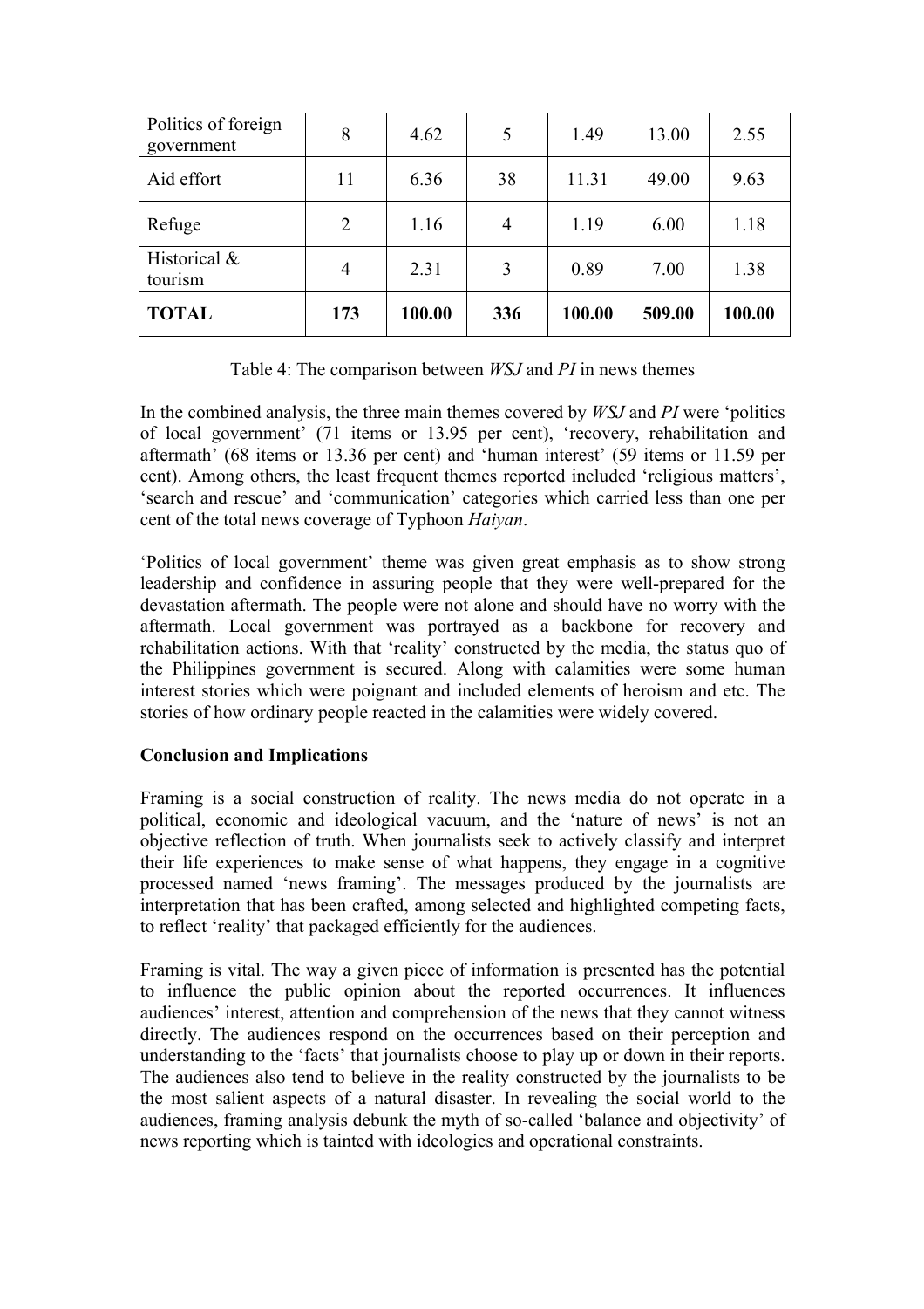| Politics of foreign government | 8 | 4.62 | 5 | 1.49 | 13.00 | 2.55 |
|---|---|---|---|---|---|---|
| Aid effort | 11 | 6.36 | 38 | 11.31 | 49.00 | 9.63 |
| Refuge | 2 | 1.16 | 4 | 1.19 | 6.00 | 1.18 |
| Historical & tourism | 4 | 2.31 | 3 | 0.89 | 7.00 | 1.38 |
| **TOTAL** | **173** | **100.00** | **336** | **100.00** | **509.00** | **100.00** |

Table 4: The comparison between *WSJ* and *PI* in news themes

In the combined analysis, the three main themes covered by *WSJ* and *PI* were 'politics of local government' (71 items or 13.95 per cent), 'recovery, rehabilitation and aftermath' (68 items or 13.36 per cent) and 'human interest' (59 items or 11.59 per cent). Among others, the least frequent themes reported included 'religious matters', 'search and rescue' and 'communication' categories which carried less than one per cent of the total news coverage of Typhoon *Haiyan*.

'Politics of local government' theme was given great emphasis as to show strong leadership and confidence in assuring people that they were well-prepared for the devastation aftermath. The people were not alone and should have no worry with the aftermath. Local government was portrayed as a backbone for recovery and rehabilitation actions. With that 'reality' constructed by the media, the status quo of the Philippines government is secured. Along with calamities were some human interest stories which were poignant and included elements of heroism and etc. The stories of how ordinary people reacted in the calamities were widely covered.

**Conclusion and Implications**

Framing is a social construction of reality. The news media do not operate in a political, economic and ideological vacuum, and the 'nature of news' is not an objective reflection of truth. When journalists seek to actively classify and interpret their life experiences to make sense of what happens, they engage in a cognitive processed named 'news framing'. The messages produced by the journalists are interpretation that has been crafted, among selected and highlighted competing facts, to reflect 'reality' that packaged efficiently for the audiences.

Framing is vital. The way a given piece of information is presented has the potential to influence the public opinion about the reported occurrences. It influences audiences' interest, attention and comprehension of the news that they cannot witness directly. The audiences respond on the occurrences based on their perception and understanding to the 'facts' that journalists choose to play up or down in their reports. The audiences also tend to believe in the reality constructed by the journalists to be the most salient aspects of a natural disaster. In revealing the social world to the audiences, framing analysis debunk the myth of so-called 'balance and objectivity' of news reporting which is tainted with ideologies and operational constraints.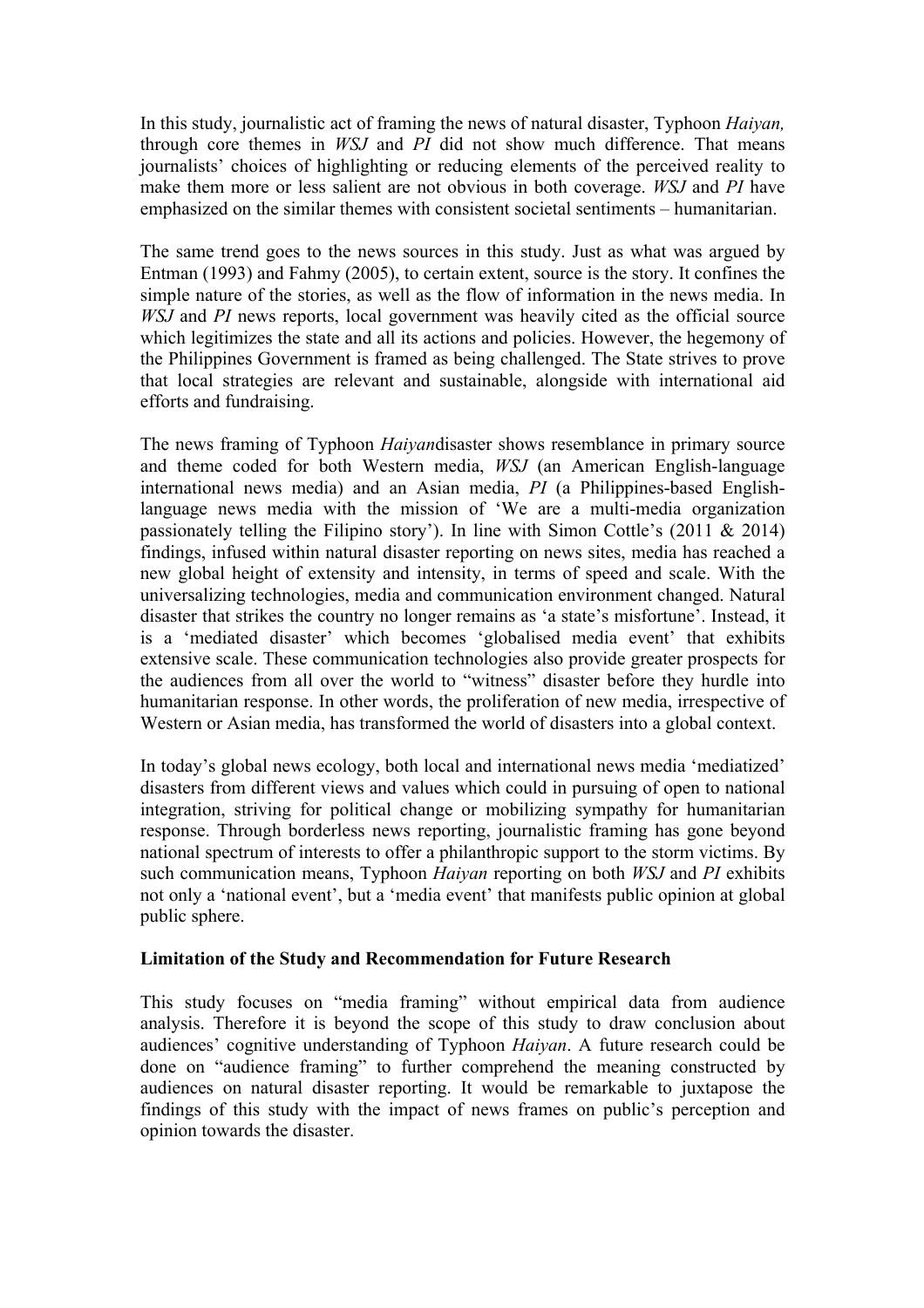In this study, journalistic act of framing the news of natural disaster, Typhoon *Haiyan,* through core themes in *WSJ* and *PI* did not show much difference. That means journalists' choices of highlighting or reducing elements of the perceived reality to make them more or less salient are not obvious in both coverage. *WSJ* and *PI* have emphasized on the similar themes with consistent societal sentiments – humanitarian.

The same trend goes to the news sources in this study. Just as what was argued by Entman (1993) and Fahmy (2005), to certain extent, source is the story. It confines the simple nature of the stories, as well as the flow of information in the news media. In *WSJ* and *PI* news reports, local government was heavily cited as the official source which legitimizes the state and all its actions and policies. However, the hegemony of the Philippines Government is framed as being challenged. The State strives to prove that local strategies are relevant and sustainable, alongside with international aid efforts and fundraising.

The news framing of Typhoon *Haiyan*disaster shows resemblance in primary source and theme coded for both Western media, *WSJ* (an American English-language international news media) and an Asian media, *PI* (a Philippines-based English-language news media with the mission of 'We are a multi-media organization passionately telling the Filipino story'). In line with Simon Cottle's (2011 & 2014) findings, infused within natural disaster reporting on news sites, media has reached a new global height of extensity and intensity, in terms of speed and scale. With the universalizing technologies, media and communication environment changed. Natural disaster that strikes the country no longer remains as 'a state's misfortune'. Instead, it is a 'mediated disaster' which becomes 'globalised media event' that exhibits extensive scale. These communication technologies also provide greater prospects for the audiences from all over the world to "witness" disaster before they hurdle into humanitarian response. In other words, the proliferation of new media, irrespective of Western or Asian media, has transformed the world of disasters into a global context.

In today's global news ecology, both local and international news media 'mediatized' disasters from different views and values which could in pursuing of open to national integration, striving for political change or mobilizing sympathy for humanitarian response. Through borderless news reporting, journalistic framing has gone beyond national spectrum of interests to offer a philanthropic support to the storm victims. By such communication means, Typhoon *Haiyan* reporting on both *WSJ* and *PI* exhibits not only a 'national event', but a 'media event' that manifests public opinion at global public sphere.

**Limitation of the Study and Recommendation for Future Research**

This study focuses on "media framing" without empirical data from audience analysis. Therefore it is beyond the scope of this study to draw conclusion about audiences' cognitive understanding of Typhoon *Haiyan*. A future research could be done on "audience framing" to further comprehend the meaning constructed by audiences on natural disaster reporting. It would be remarkable to juxtapose the findings of this study with the impact of news frames on public's perception and opinion towards the disaster.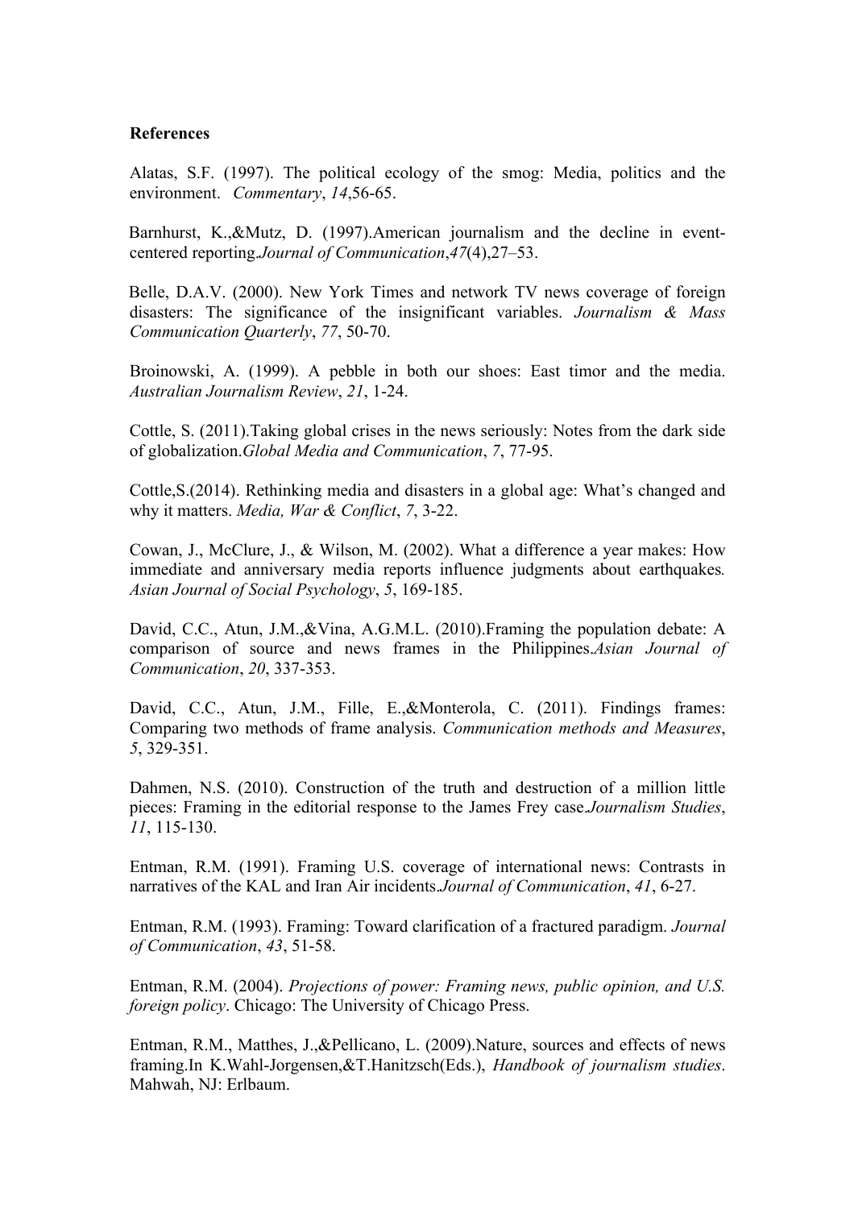**References**

Alatas, S.F. (1997). The political ecology of the smog: Media, politics and the environment. *Commentary*, *14*,56-65.

Barnhurst, K.,&Mutz, D. (1997).American journalism and the decline in event-centered reporting.*Journal of Communication*,*47*(4),27–53.

Belle, D.A.V. (2000). New York Times and network TV news coverage of foreign disasters: The significance of the insignificant variables. *Journalism & Mass Communication Quarterly*, *77*, 50-70.

Broinowski, A. (1999). A pebble in both our shoes: East timor and the media. *Australian Journalism Review*, *21*, 1-24.

Cottle, S. (2011).Taking global crises in the news seriously: Notes from the dark side of globalization.*Global Media and Communication*, *7*, 77-95.

Cottle,S.(2014). Rethinking media and disasters in a global age: What's changed and why it matters. *Media, War & Conflict*, *7*, 3-22.

Cowan, J., McClure, J., & Wilson, M. (2002). What a difference a year makes: How immediate and anniversary media reports influence judgments about earthquakes*.* *Asian Journal of Social Psychology*, *5*, 169-185.

David, C.C., Atun, J.M.,&Vina, A.G.M.L. (2010).Framing the population debate: A comparison of source and news frames in the Philippines.*Asian Journal of Communication*, *20*, 337-353.

David, C.C., Atun, J.M., Fille, E.,&Monterola, C. (2011). Findings frames: Comparing two methods of frame analysis. *Communication methods and Measures*, *5*, 329-351.

Dahmen, N.S. (2010). Construction of the truth and destruction of a million little pieces: Framing in the editorial response to the James Frey case.*Journalism Studies*, *11*, 115-130.

Entman, R.M. (1991). Framing U.S. coverage of international news: Contrasts in narratives of the KAL and Iran Air incidents.*Journal of Communication*, *41*, 6-27.

Entman, R.M. (1993). Framing: Toward clarification of a fractured paradigm. *Journal of Communication*, *43*, 51-58.

Entman, R.M. (2004). *Projections of power: Framing news, public opinion, and U.S. foreign policy*. Chicago: The University of Chicago Press.

Entman, R.M., Matthes, J.,&Pellicano, L. (2009).Nature, sources and effects of news framing.In K.Wahl-Jorgensen,&T.Hanitzsch(Eds.), *Handbook of journalism studies*. Mahwah, NJ: Erlbaum.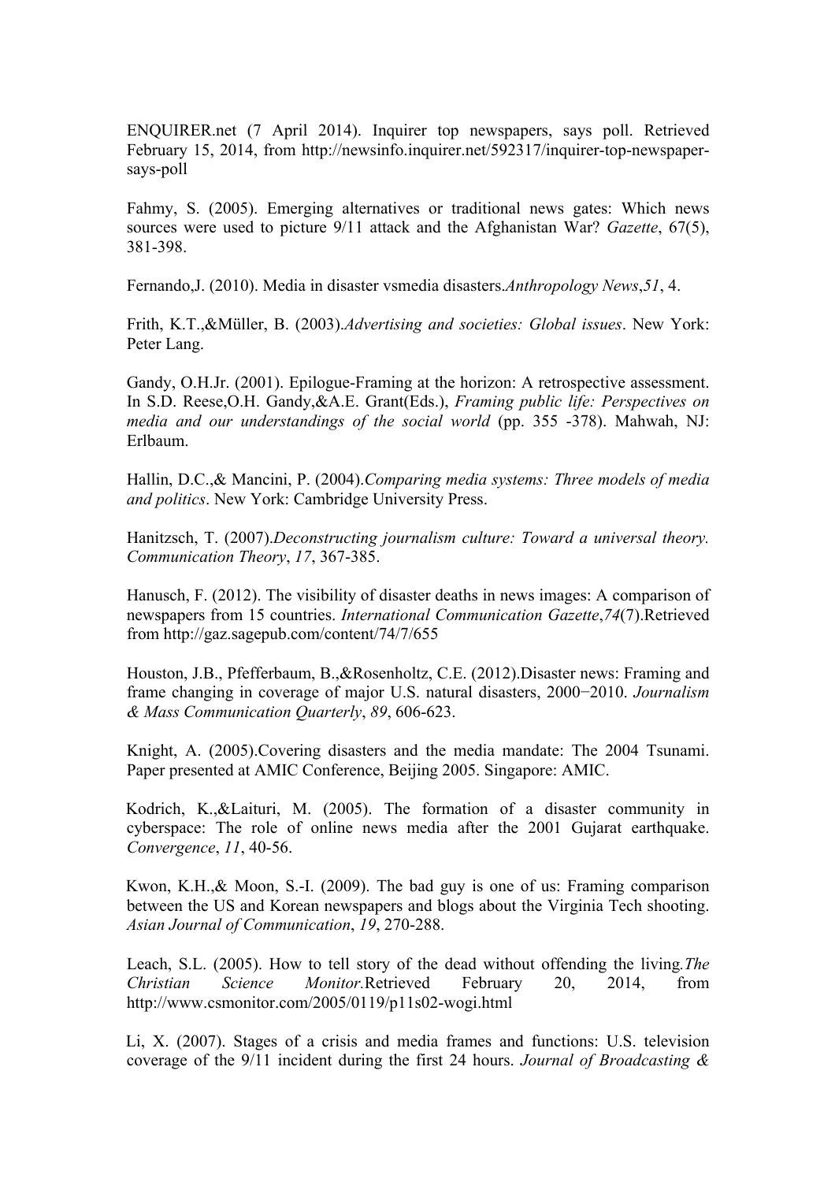ENQUIRER.net (7 April 2014). Inquirer top newspapers, says poll. Retrieved February 15, 2014, from http://newsinfo.inquirer.net/592317/inquirer-top-newspaper-says-poll

Fahmy, S. (2005). Emerging alternatives or traditional news gates: Which news sources were used to picture 9/11 attack and the Afghanistan War? *Gazette*, 67(5), 381-398.

Fernando,J. (2010). Media in disaster vsmedia disasters.*Anthropology News*,*51*, 4.

Frith, K.T.,&Müller, B. (2003).*Advertising and societies: Global issues*. New York: Peter Lang.

Gandy, O.H.Jr. (2001). Epilogue-Framing at the horizon: A retrospective assessment. In S.D. Reese,O.H. Gandy,&A.E. Grant(Eds.), *Framing public life: Perspectives on media and our understandings of the social world* (pp. 355 -378). Mahwah, NJ: Erlbaum.

Hallin, D.C.,& Mancini, P. (2004).*Comparing media systems: Three models of media and politics*. New York: Cambridge University Press.

Hanitzsch, T. (2007).*Deconstructing journalism culture: Toward a universal theory. Communication Theory*, *17*, 367-385.

Hanusch, F. (2012). The visibility of disaster deaths in news images: A comparison of newspapers from 15 countries. *International Communication Gazette*,*74*(7).Retrieved from http://gaz.sagepub.com/content/74/7/655

Houston, J.B., Pfefferbaum, B.,&Rosenholtz, C.E. (2012).Disaster news: Framing and frame changing in coverage of major U.S. natural disasters, 2000−2010. *Journalism & Mass Communication Quarterly*, *89*, 606-623.

Knight, A. (2005).Covering disasters and the media mandate: The 2004 Tsunami. Paper presented at AMIC Conference, Beijing 2005. Singapore: AMIC.

Kodrich, K.,&Laituri, M. (2005). The formation of a disaster community in cyberspace: The role of online news media after the 2001 Gujarat earthquake. *Convergence*, *11*, 40-56.

Kwon, K.H.,& Moon, S.-I. (2009). The bad guy is one of us: Framing comparison between the US and Korean newspapers and blogs about the Virginia Tech shooting. *Asian Journal of Communication*, *19*, 270-288.

Leach, S.L. (2005). How to tell story of the dead without offending the living.*The Christian Science Monitor.*Retrieved February 20, 2014, from http://www.csmonitor.com/2005/0119/p11s02-wogi.html

Li, X. (2007). Stages of a crisis and media frames and functions: U.S. television coverage of the 9/11 incident during the first 24 hours. *Journal of Broadcasting &*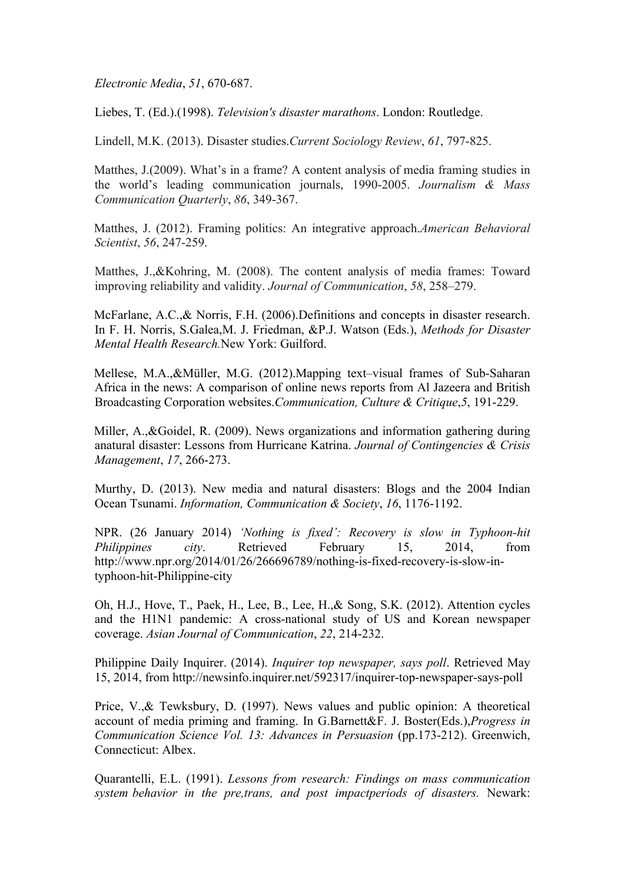*Electronic Media*, *51*, 670-687.

Liebes, T. (Ed.).(1998). *Television's disaster marathons*. London: Routledge.

Lindell, M.K. (2013). Disaster studies.*Current Sociology Review*, *61*, 797-825.

Matthes, J.(2009). What's in a frame? A content analysis of media framing studies in the world's leading communication journals, 1990-2005. *Journalism & Mass Communication Quarterly*, *86*, 349-367.

Matthes, J. (2012). Framing politics: An integrative approach.*American Behavioral Scientist*, *56*, 247-259.

Matthes, J.,&Kohring, M. (2008). The content analysis of media frames: Toward improving reliability and validity. *Journal of Communication*, *58*, 258–279.

McFarlane, A.C.,& Norris, F.H. (2006).Definitions and concepts in disaster research. In F. H. Norris, S.Galea,M. J. Friedman, &P.J. Watson (Eds.), *Methods for Disaster Mental Health Research.*New York: Guilford.

Mellese, M.A.,&Müller, M.G. (2012).Mapping text–visual frames of Sub-Saharan Africa in the news: A comparison of online news reports from Al Jazeera and British Broadcasting Corporation websites.*Communication, Culture & Critique*,*5*, 191-229.

Miller, A.,&Goidel, R. (2009). News organizations and information gathering during anatural disaster: Lessons from Hurricane Katrina. *Journal of Contingencies & Crisis Management*, *17*, 266-273.

Murthy, D. (2013). New media and natural disasters: Blogs and the 2004 Indian Ocean Tsunami. *Information, Communication & Society*, *16*, 1176-1192.

NPR. (26 January 2014) *'Nothing is fixed': Recovery is slow in Typhoon-hit Philippines city*. Retrieved February 15, 2014, from http://www.npr.org/2014/01/26/266696789/nothing-is-fixed-recovery-is-slow-in-typhoon-hit-Philippine-city

Oh, H.J., Hove, T., Paek, H., Lee, B., Lee, H.,& Song, S.K. (2012). Attention cycles and the H1N1 pandemic: A cross-national study of US and Korean newspaper coverage. *Asian Journal of Communication*, *22*, 214-232.

Philippine Daily Inquirer. (2014). *Inquirer top newspaper, says poll*. Retrieved May 15, 2014, from http://newsinfo.inquirer.net/592317/inquirer-top-newspaper-says-poll

Price, V.,& Tewksbury, D. (1997). News values and public opinion: A theoretical account of media priming and framing. In G.Barnett&F. J. Boster(Eds.),*Progress in Communication Science Vol. 13: Advances in Persuasion* (pp.173-212). Greenwich, Connecticut: Albex.

Quarantelli, E.L. (1991). *Lessons from research: Findings on mass communication system behavior in the pre,trans, and post impactperiods of disasters.* Newark: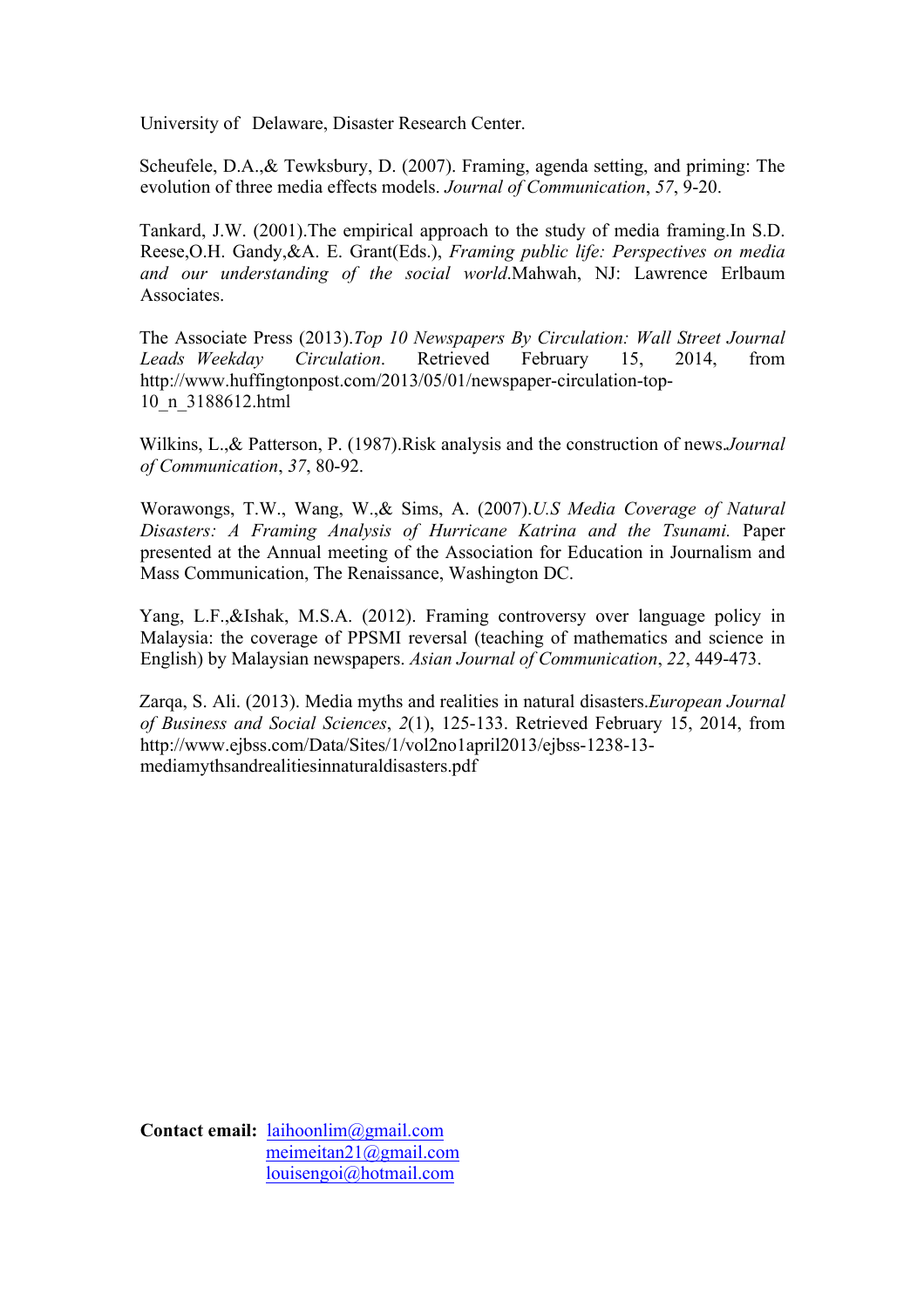University of Delaware, Disaster Research Center.

Scheufele, D.A.,& Tewksbury, D. (2007). Framing, agenda setting, and priming: The evolution of three media effects models. *Journal of Communication*, *57*, 9-20.

Tankard, J.W. (2001).The empirical approach to the study of media framing.In S.D. Reese,O.H. Gandy,&A. E. Grant(Eds.), *Framing public life: Perspectives on media and our understanding of the social world*.Mahwah, NJ: Lawrence Erlbaum Associates.

The Associate Press (2013).*Top 10 Newspapers By Circulation: Wall Street Journal Leads Weekday Circulation*. Retrieved February 15, 2014, from http://www.huffingtonpost.com/2013/05/01/newspaper-circulation-top-10_n_3188612.html

Wilkins, L.,& Patterson, P. (1987).Risk analysis and the construction of news.*Journal of Communication*, *37*, 80-92.

Worawongs, T.W., Wang, W.,& Sims, A. (2007).*U.S Media Coverage of Natural Disasters: A Framing Analysis of Hurricane Katrina and the Tsunami.* Paper presented at the Annual meeting of the Association for Education in Journalism and Mass Communication, The Renaissance, Washington DC.

Yang, L.F.,&Ishak, M.S.A. (2012). Framing controversy over language policy in Malaysia: the coverage of PPSMI reversal (teaching of mathematics and science in English) by Malaysian newspapers. *Asian Journal of Communication*, *22*, 449-473.

Zarqa, S. Ali. (2013). Media myths and realities in natural disasters.*European Journal of Business and Social Sciences*, *2*(1), 125-133. Retrieved February 15, 2014, from http://www.ejbss.com/Data/Sites/1/vol2no1april2013/ejbss-1238-13-mediamythsandrealitiesinnaturaldisasters.pdf

**Contact email:** laihoonlim@gmail.com
meimeitan21@gmail.com
louisengoi@hotmail.com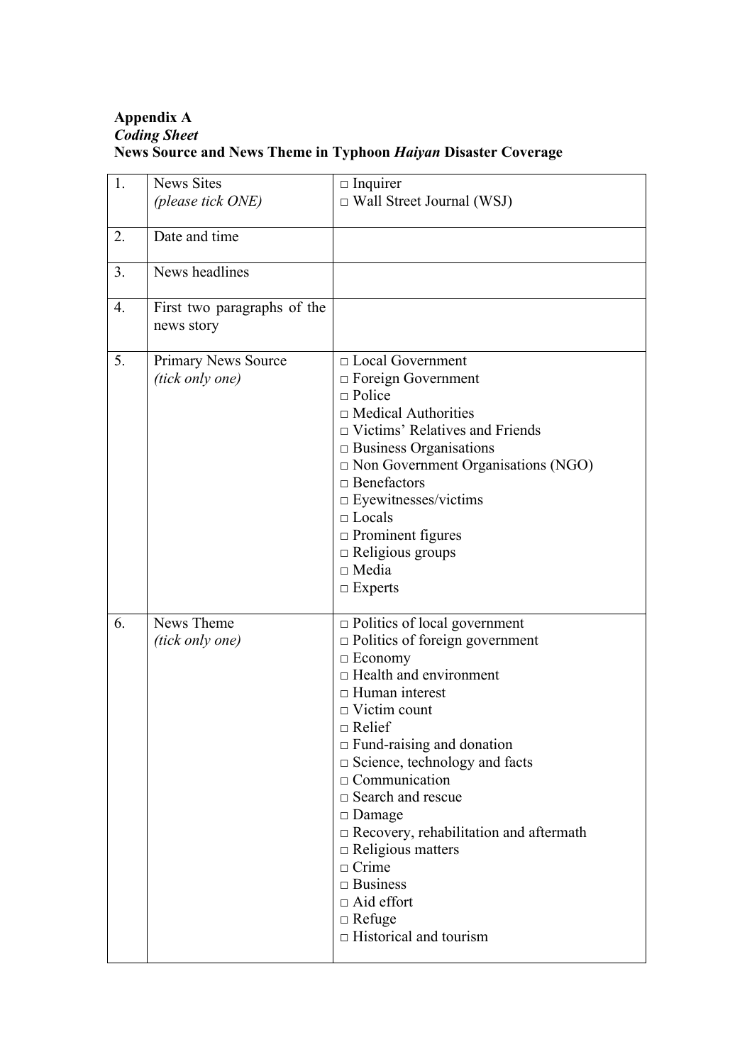**Appendix A**
***Coding Sheet***
**News Source and News Theme in Typhoon *Haiyan* Disaster Coverage**

| | | |
|---|---|---|
| 1. | News Sites *(please tick ONE)* | □ Inquirer<br>□ Wall Street Journal (WSJ) |
| 2. | Date and time | |
| 3. | News headlines | |
| 4. | First two paragraphs of the news story | |
| 5. | Primary News Source *(tick only one)* | □ Local Government<br>□ Foreign Government<br>□ Police<br>□ Medical Authorities<br>□ Victims' Relatives and Friends<br>□ Business Organisations<br>□ Non Government Organisations (NGO)<br>□ Benefactors<br>□ Eyewitnesses/victims<br>□ Locals<br>□ Prominent figures<br>□ Religious groups<br>□ Media<br>□ Experts |
| 6. | News Theme *(tick only one)* | □ Politics of local government<br>□ Politics of foreign government<br>□ Economy<br>□ Health and environment<br>□ Human interest<br>□ Victim count<br>□ Relief<br>□ Fund-raising and donation<br>□ Science, technology and facts<br>□ Communication<br>□ Search and rescue<br>□ Damage<br>□ Recovery, rehabilitation and aftermath<br>□ Religious matters<br>□ Crime<br>□ Business<br>□ Aid effort<br>□ Refuge<br>□ Historical and tourism |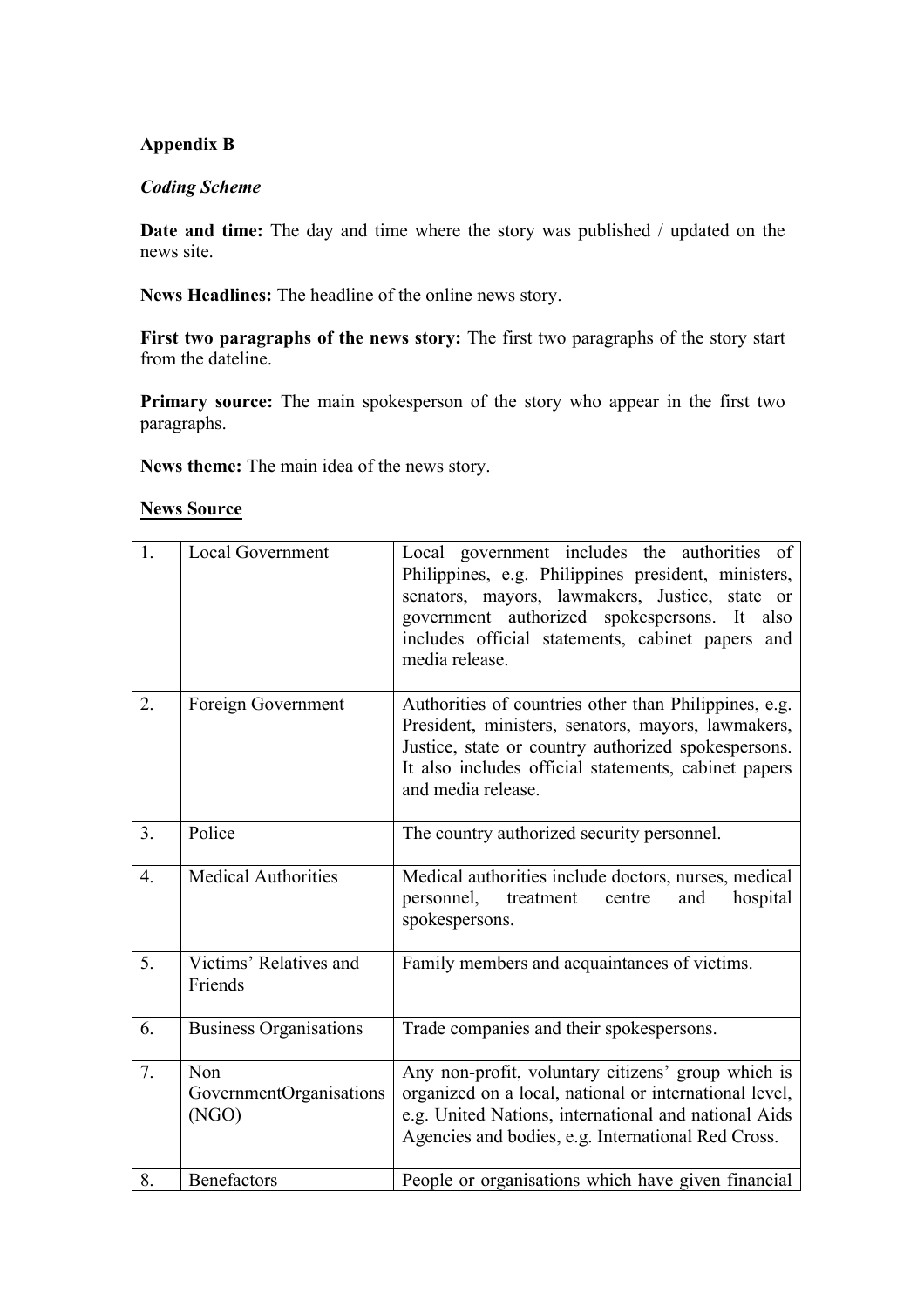**Appendix B**

***Coding Scheme***

**Date and time:** The day and time where the story was published / updated on the news site.

**News Headlines:** The headline of the online news story.

**First two paragraphs of the news story:** The first two paragraphs of the story start from the dateline.

**Primary source:** The main spokesperson of the story who appear in the first two paragraphs.

**News theme:** The main idea of the news story.

<u>**News Source**</u>

| | | |
|---|---|---|
| 1. | Local Government | Local government includes the authorities of Philippines, e.g. Philippines president, ministers, senators, mayors, lawmakers, Justice, state or government authorized spokespersons. It also includes official statements, cabinet papers and media release. |
| 2. | Foreign Government | Authorities of countries other than Philippines, e.g. President, ministers, senators, mayors, lawmakers, Justice, state or country authorized spokespersons. It also includes official statements, cabinet papers and media release. |
| 3. | Police | The country authorized security personnel. |
| 4. | Medical Authorities | Medical authorities include doctors, nurses, medical personnel, treatment centre and hospital spokespersons. |
| 5. | Victims' Relatives and Friends | Family members and acquaintances of victims. |
| 6. | Business Organisations | Trade companies and their spokespersons. |
| 7. | Non GovernmentOrganisations (NGO) | Any non-profit, voluntary citizens' group which is organized on a local, national or international level, e.g. United Nations, international and national Aids Agencies and bodies, e.g. International Red Cross. |
| 8. | Benefactors | People or organisations which have given financial |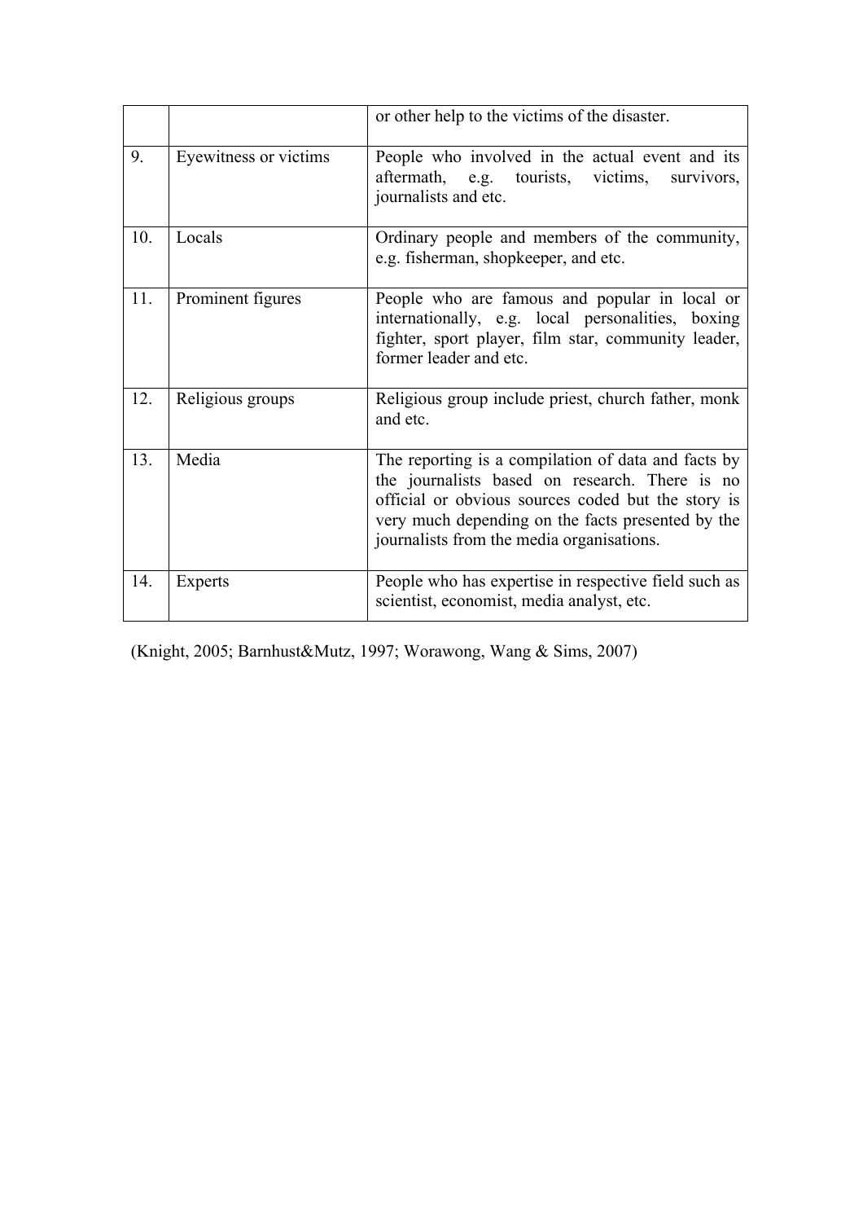| | | |
|---|---|---|
| | | or other help to the victims of the disaster. |
| 9. | Eyewitness or victims | People who involved in the actual event and its aftermath, e.g. tourists, victims, survivors, journalists and etc. |
| 10. | Locals | Ordinary people and members of the community, e.g. fisherman, shopkeeper, and etc. |
| 11. | Prominent figures | People who are famous and popular in local or internationally, e.g. local personalities, boxing fighter, sport player, film star, community leader, former leader and etc. |
| 12. | Religious groups | Religious group include priest, church father, monk and etc. |
| 13. | Media | The reporting is a compilation of data and facts by the journalists based on research. There is no official or obvious sources coded but the story is very much depending on the facts presented by the journalists from the media organisations. |
| 14. | Experts | People who has expertise in respective field such as scientist, economist, media analyst, etc. |

(Knight, 2005; Barnhust&Mutz, 1997; Worawong, Wang & Sims, 2007)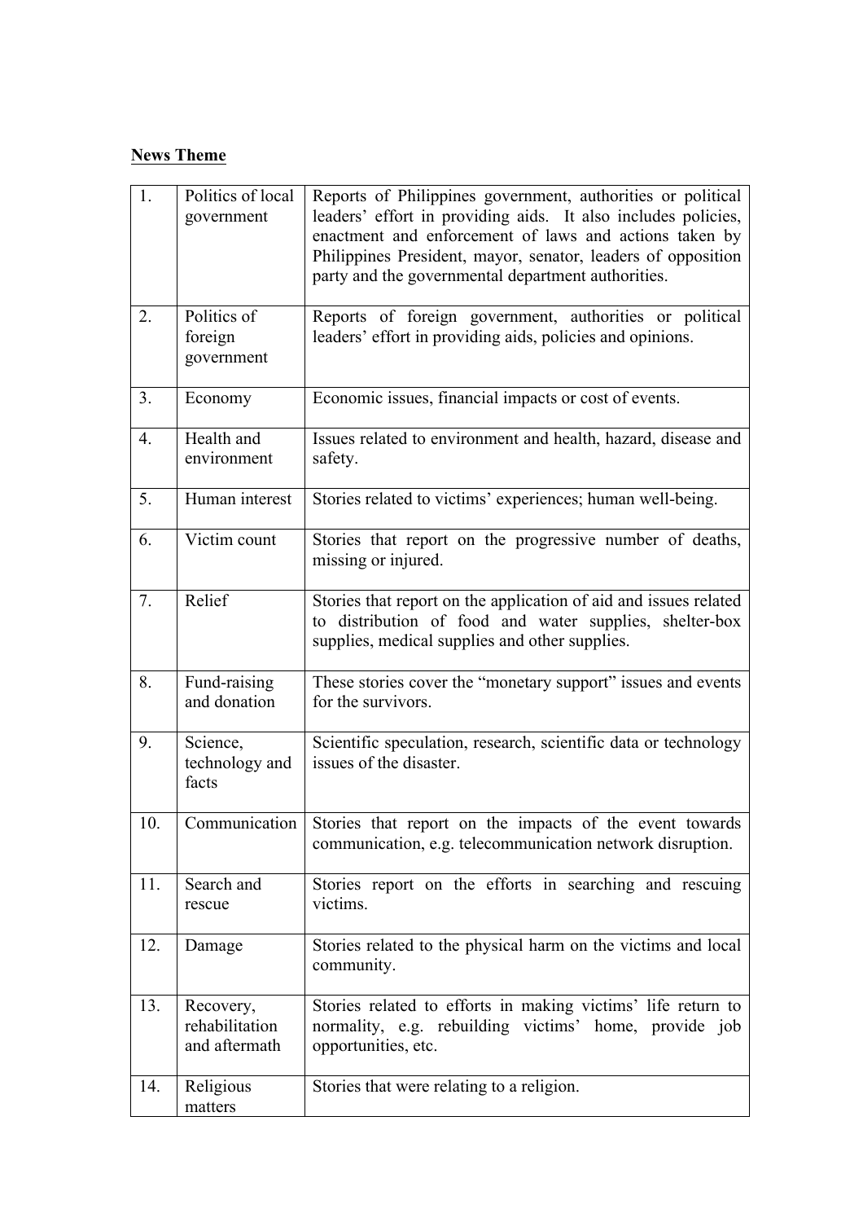**News Theme**

| | | |
|---|---|---|
| 1. | Politics of local government | Reports of Philippines government, authorities or political leaders' effort in providing aids. It also includes policies, enactment and enforcement of laws and actions taken by Philippines President, mayor, senator, leaders of opposition party and the governmental department authorities. |
| 2. | Politics of foreign government | Reports of foreign government, authorities or political leaders' effort in providing aids, policies and opinions. |
| 3. | Economy | Economic issues, financial impacts or cost of events. |
| 4. | Health and environment | Issues related to environment and health, hazard, disease and safety. |
| 5. | Human interest | Stories related to victims' experiences; human well-being. |
| 6. | Victim count | Stories that report on the progressive number of deaths, missing or injured. |
| 7. | Relief | Stories that report on the application of aid and issues related to distribution of food and water supplies, shelter-box supplies, medical supplies and other supplies. |
| 8. | Fund-raising and donation | These stories cover the "monetary support" issues and events for the survivors. |
| 9. | Science, technology and facts | Scientific speculation, research, scientific data or technology issues of the disaster. |
| 10. | Communication | Stories that report on the impacts of the event towards communication, e.g. telecommunication network disruption. |
| 11. | Search and rescue | Stories report on the efforts in searching and rescuing victims. |
| 12. | Damage | Stories related to the physical harm on the victims and local community. |
| 13. | Recovery, rehabilitation and aftermath | Stories related to efforts in making victims' life return to normality, e.g. rebuilding victims' home, provide job opportunities, etc. |
| 14. | Religious matters | Stories that were relating to a religion. |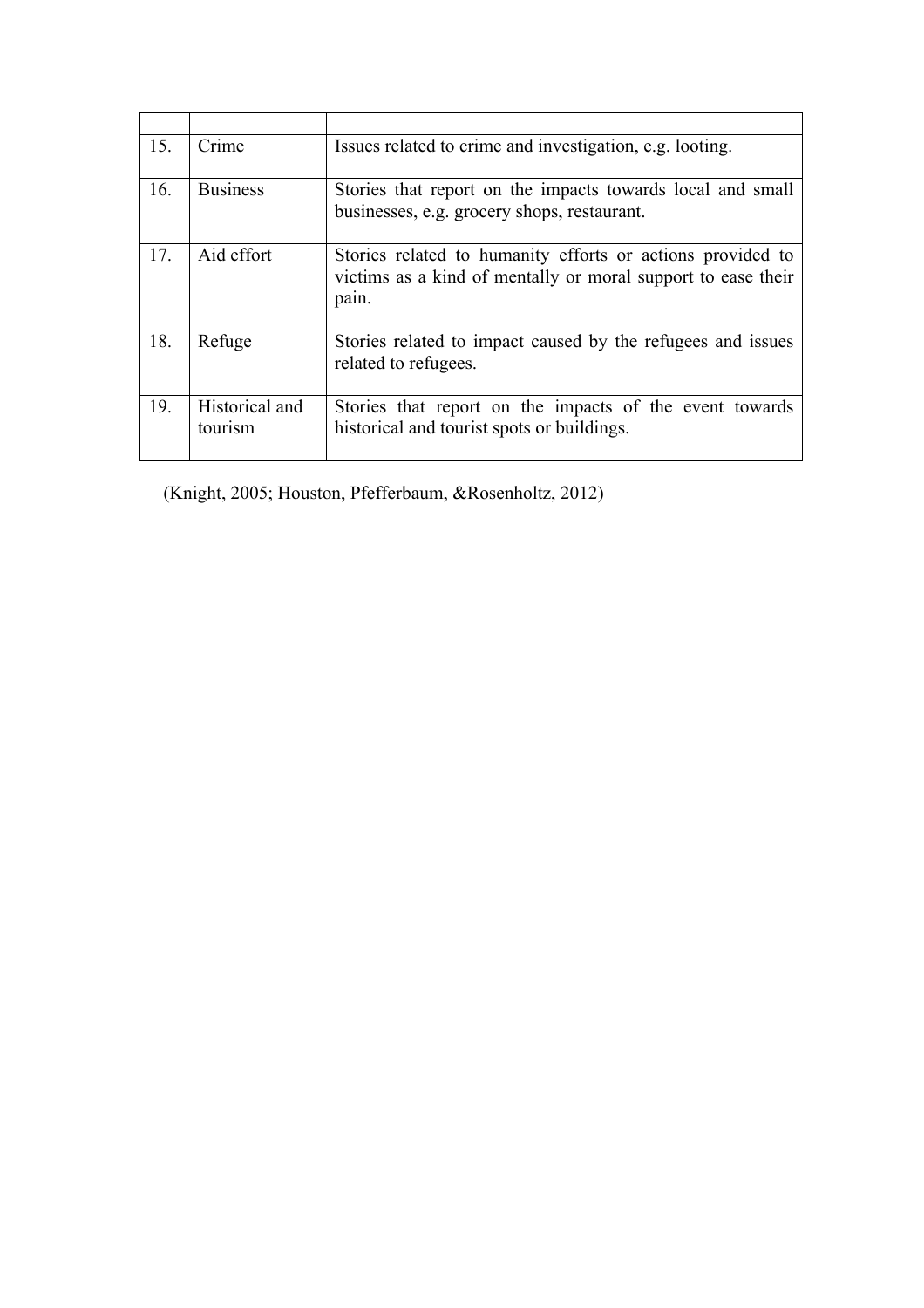| | | |
|---|---|---|
| 15. | Crime | Issues related to crime and investigation, e.g. looting. |
| 16. | Business | Stories that report on the impacts towards local and small businesses, e.g. grocery shops, restaurant. |
| 17. | Aid effort | Stories related to humanity efforts or actions provided to victims as a kind of mentally or moral support to ease their pain. |
| 18. | Refuge | Stories related to impact caused by the refugees and issues related to refugees. |
| 19. | Historical and tourism | Stories that report on the impacts of the event towards historical and tourist spots or buildings. |

(Knight, 2005; Houston, Pfefferbaum, &Rosenholtz, 2012)